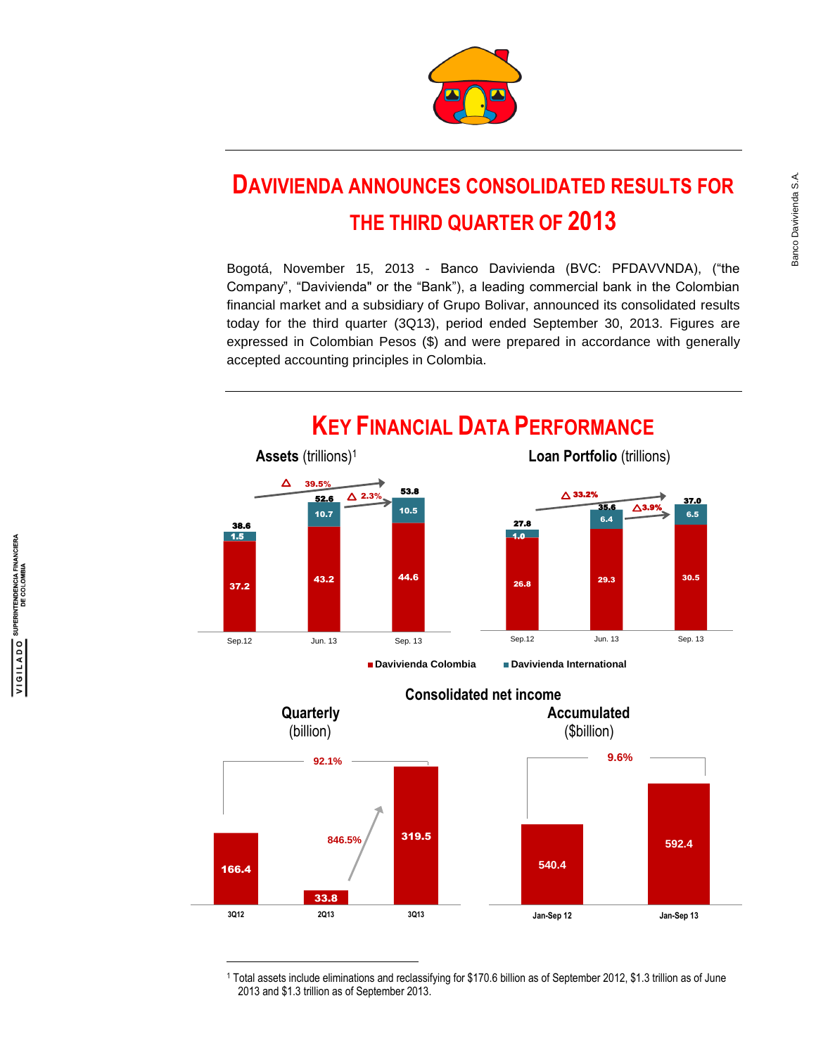# DAVIVIENDA ANNOUNCES CONSOLIDATED RESULTS FOR THE THIRD QUARTER OF 2013

Bogotá, November 15, 2013 - Banco Davivienda (BVC: PFDAVVNDA), ("the Company", "Davivienda" or the "Bank"), a leading commercial bank in the Colombian financial market and a subsidiary of Grupo Bolivar, announced its consolidated results today for the third quarter (3Q13), period ended September 30, 2013. Figures are expressed in Colombian Pesos ($) and were prepared in accordance with generally accepted accounting principles in Colombia.

## KEY FINANCIAL DATA PERFORMANCE

**Assets** (trillions)[1]

| | Sep.12 | Jun. 13 | Sep. 13 |
|---|---|---|---|
| Davivienda Colombia | 37.2 | 43.2 | 44.6 |
| Davivienda International | 1.5 | 10.7 | 10.5 |
| Total | 38.6 | 52.6 | 53.8 |

Δ 39.5% (Sep.12 to Sep.13); Δ 2.3% (Jun.13 to Sep.13)

**Loan Portfolio** (trillions)

| | Sep.12 | Jun. 13 | Sep. 13 |
|---|---|---|---|
| Davivienda Colombia | 26.8 | 29.3 | 30.5 |
| Davivienda International | 1.0 | 6.4 | 6.5 |
| Total | 27.8 | 35.6 | 37.0 |

Δ 33.2% (Sep.12 to Sep.13); Δ 3.9% (Jun.13 to Sep.13)

### Consolidated net income

**Quarterly** (billion)

| 3Q12 | 2Q13 | 3Q13 |
|---|---|---|
| 166.4 | 33.8 | 319.5 |

92.1% (3Q12 to 3Q13); 846.5% (2Q13 to 3Q13)

**Accumulated** ($billion)

| Jan-Sep 12 | Jan-Sep 13 |
|---|---|
| 540.4 | 592.4 |

9.6%

---

[1] Total assets include eliminations and reclassifying for $170.6 billion as of September 2012, $1.3 trillion as of June 2013 and $1.3 trillion as of September 2013.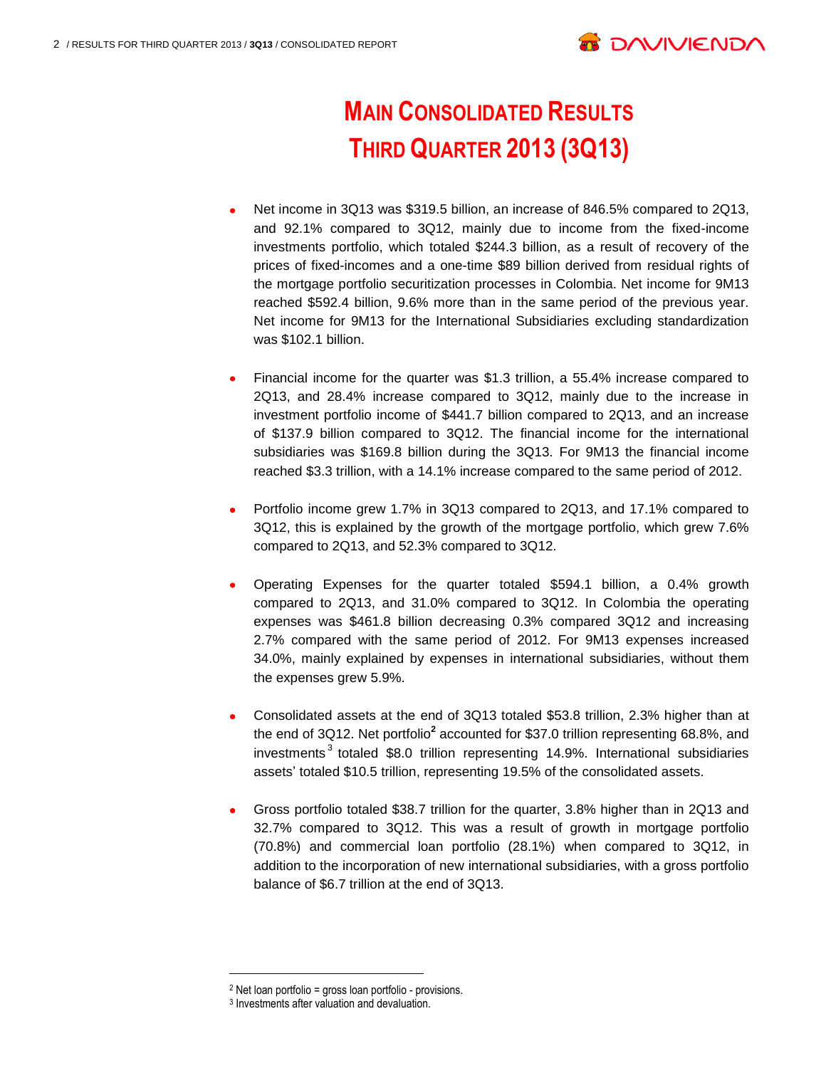# MAIN CONSOLIDATED RESULTS THIRD QUARTER 2013 (3Q13)

- Net income in 3Q13 was $319.5 billion, an increase of 846.5% compared to 2Q13, and 92.1% compared to 3Q12, mainly due to income from the fixed-income investments portfolio, which totaled $244.3 billion, as a result of recovery of the prices of fixed-incomes and a one-time $89 billion derived from residual rights of the mortgage portfolio securitization processes in Colombia. Net income for 9M13 reached $592.4 billion, 9.6% more than in the same period of the previous year. Net income for 9M13 for the International Subsidiaries excluding standardization was $102.1 billion.

- Financial income for the quarter was $1.3 trillion, a 55.4% increase compared to 2Q13, and 28.4% increase compared to 3Q12, mainly due to the increase in investment portfolio income of $441.7 billion compared to 2Q13, and an increase of $137.9 billion compared to 3Q12. The financial income for the international subsidiaries was $169.8 billion during the 3Q13. For 9M13 the financial income reached $3.3 trillion, with a 14.1% increase compared to the same period of 2012.

- Portfolio income grew 1.7% in 3Q13 compared to 2Q13, and 17.1% compared to 3Q12, this is explained by the growth of the mortgage portfolio, which grew 7.6% compared to 2Q13, and 52.3% compared to 3Q12.

- Operating Expenses for the quarter totaled $594.1 billion, a 0.4% growth compared to 2Q13, and 31.0% compared to 3Q12. In Colombia the operating expenses was $461.8 billion decreasing 0.3% compared 3Q12 and increasing 2.7% compared with the same period of 2012. For 9M13 expenses increased 34.0%, mainly explained by expenses in international subsidiaries, without them the expenses grew 5.9%.

- Consolidated assets at the end of 3Q13 totaled $53.8 trillion, 2.3% higher than at the end of 3Q12. Net portfolio[2] accounted for $37.0 trillion representing 68.8%, and investments[3] totaled $8.0 trillion representing 14.9%. International subsidiaries assets' totaled $10.5 trillion, representing 19.5% of the consolidated assets.

- Gross portfolio totaled $38.7 trillion for the quarter, 3.8% higher than in 2Q13 and 32.7% compared to 3Q12. This was a result of growth in mortgage portfolio (70.8%) and commercial loan portfolio (28.1%) when compared to 3Q12, in addition to the incorporation of new international subsidiaries, with a gross portfolio balance of $6.7 trillion at the end of 3Q13.

---

[2] Net loan portfolio = gross loan portfolio - provisions.

[3] Investments after valuation and devaluation.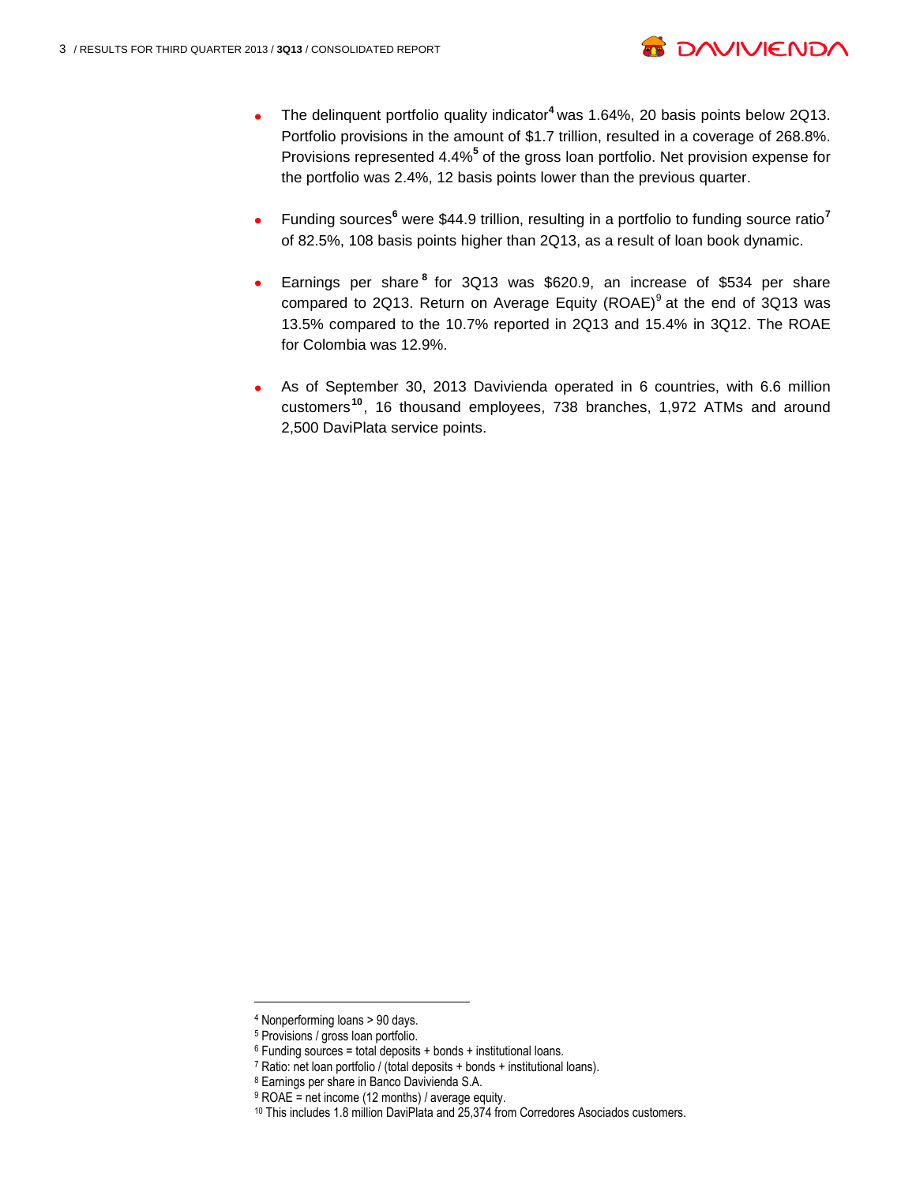- The delinquent portfolio quality indicator[4] was 1.64%, 20 basis points below 2Q13. Portfolio provisions in the amount of $1.7 trillion, resulted in a coverage of 268.8%. Provisions represented 4.4%[5] of the gross loan portfolio. Net provision expense for the portfolio was 2.4%, 12 basis points lower than the previous quarter.

- Funding sources[6] were $44.9 trillion, resulting in a portfolio to funding source ratio[7] of 82.5%, 108 basis points higher than 2Q13, as a result of loan book dynamic.

- Earnings per share[8] for 3Q13 was $620.9, an increase of $534 per share compared to 2Q13. Return on Average Equity (ROAE)[9] at the end of 3Q13 was 13.5% compared to the 10.7% reported in 2Q13 and 15.4% in 3Q12. The ROAE for Colombia was 12.9%.

- As of September 30, 2013 Davivienda operated in 6 countries, with 6.6 million customers[10], 16 thousand employees, 738 branches, 1,972 ATMs and around 2,500 DaviPlata service points.

---

[4] Nonperforming loans > 90 days.

[5] Provisions / gross loan portfolio.

[6] Funding sources = total deposits + bonds + institutional loans.

[7] Ratio: net loan portfolio / (total deposits + bonds + institutional loans).

[8] Earnings per share in Banco Davivienda S.A.

[9] ROAE = net income (12 months) / average equity.

[10] This includes 1.8 million DaviPlata and 25,374 from Corredores Asociados customers.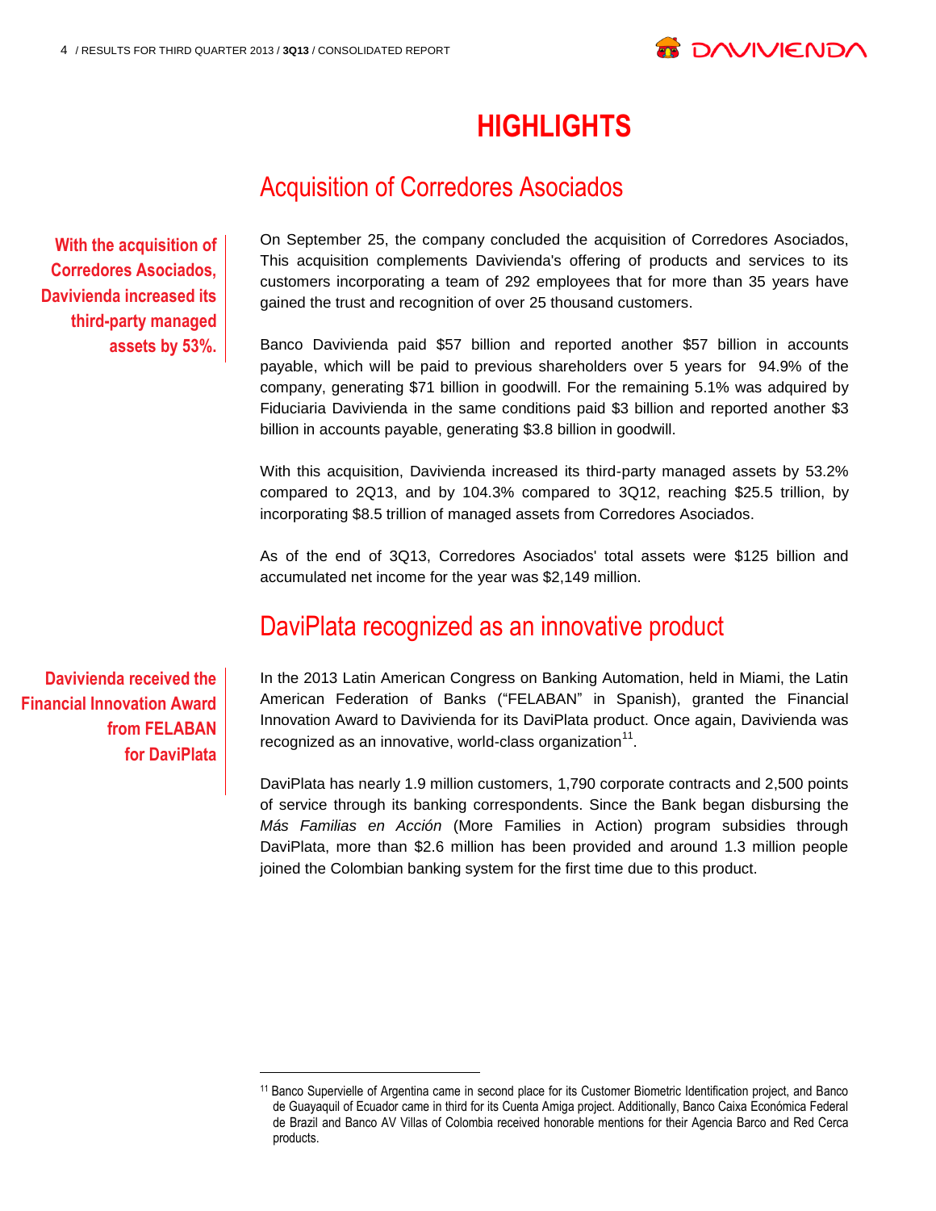# HIGHLIGHTS

## Acquisition of Corredores Asociados

**With the acquisition of Corredores Asociados, Davivienda increased its third-party managed assets by 53%.**

On September 25, the company concluded the acquisition of Corredores Asociados, This acquisition complements Davivienda's offering of products and services to its customers incorporating a team of 292 employees that for more than 35 years have gained the trust and recognition of over 25 thousand customers.

Banco Davivienda paid $57 billion and reported another $57 billion in accounts payable, which will be paid to previous shareholders over 5 years for 94.9% of the company, generating $71 billion in goodwill. For the remaining 5.1% was adquired by Fiduciaria Davivienda in the same conditions paid $3 billion and reported another $3 billion in accounts payable, generating $3.8 billion in goodwill.

With this acquisition, Davivienda increased its third-party managed assets by 53.2% compared to 2Q13, and by 104.3% compared to 3Q12, reaching $25.5 trillion, by incorporating $8.5 trillion of managed assets from Corredores Asociados.

As of the end of 3Q13, Corredores Asociados' total assets were $125 billion and accumulated net income for the year was $2,149 million.

## DaviPlata recognized as an innovative product

**Davivienda received the Financial Innovation Award from FELABAN for DaviPlata**

In the 2013 Latin American Congress on Banking Automation, held in Miami, the Latin American Federation of Banks ("FELABAN" in Spanish), granted the Financial Innovation Award to Davivienda for its DaviPlata product. Once again, Davivienda was recognized as an innovative, world-class organization[11].

DaviPlata has nearly 1.9 million customers, 1,790 corporate contracts and 2,500 points of service through its banking correspondents. Since the Bank began disbursing the *Más Familias en Acción* (More Families in Action) program subsidies through DaviPlata, more than $2.6 million has been provided and around 1.3 million people joined the Colombian banking system for the first time due to this product.

[11] Banco Supervielle of Argentina came in second place for its Customer Biometric Identification project, and Banco de Guayaquil of Ecuador came in third for its Cuenta Amiga project. Additionally, Banco Caixa Económica Federal de Brazil and Banco AV Villas of Colombia received honorable mentions for their Agencia Barco and Red Cerca products.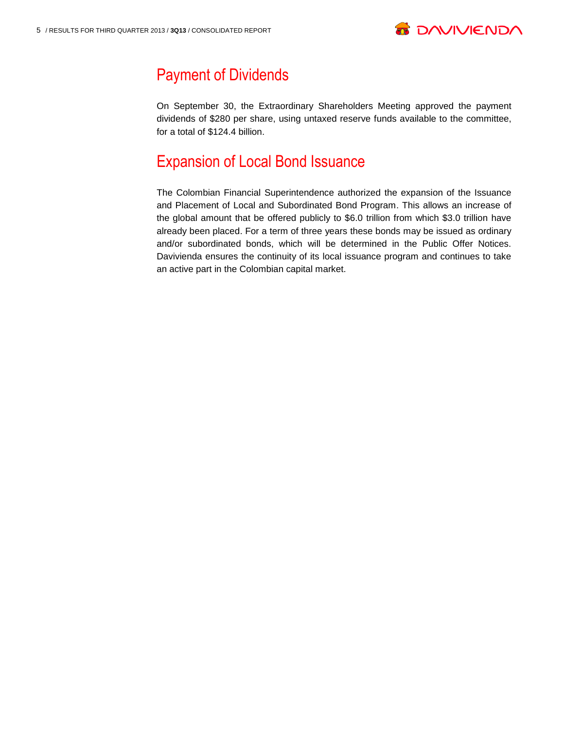## Payment of Dividends

On September 30, the Extraordinary Shareholders Meeting approved the payment dividends of $280 per share, using untaxed reserve funds available to the committee, for a total of $124.4 billion.

## Expansion of Local Bond Issuance

The Colombian Financial Superintendence authorized the expansion of the Issuance and Placement of Local and Subordinated Bond Program. This allows an increase of the global amount that be offered publicly to $6.0 trillion from which $3.0 trillion have already been placed. For a term of three years these bonds may be issued as ordinary and/or subordinated bonds, which will be determined in the Public Offer Notices. Davivienda ensures the continuity of its local issuance program and continues to take an active part in the Colombian capital market.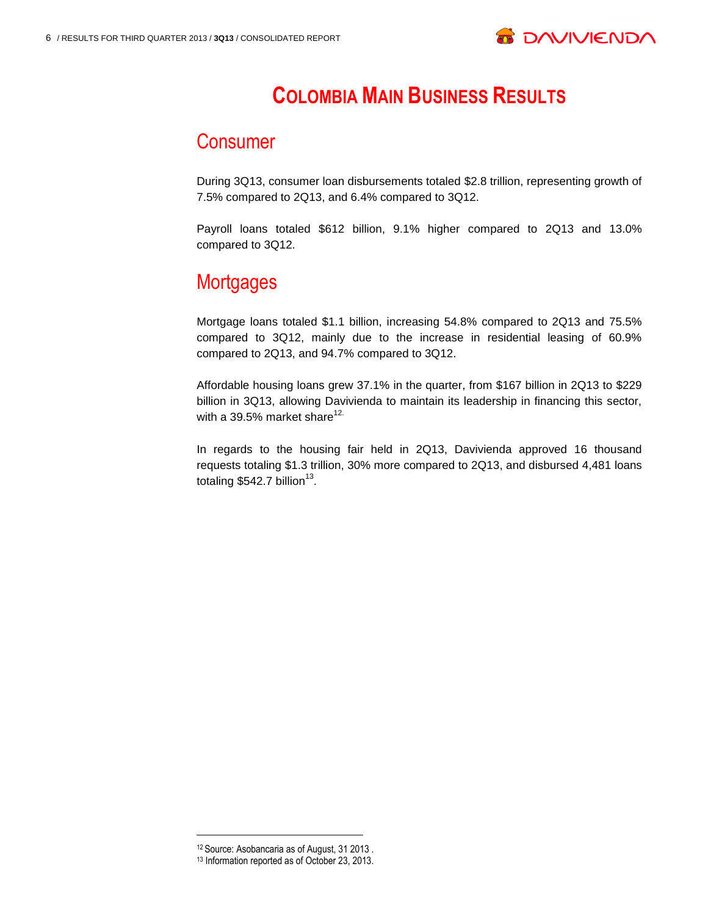# Colombia Main Business Results

## Consumer

During 3Q13, consumer loan disbursements totaled $2.8 trillion, representing growth of 7.5% compared to 2Q13, and 6.4% compared to 3Q12.

Payroll loans totaled $612 billion, 9.1% higher compared to 2Q13 and 13.0% compared to 3Q12.

## Mortgages

Mortgage loans totaled $1.1 billion, increasing 54.8% compared to 2Q13 and 75.5% compared to 3Q12, mainly due to the increase in residential leasing of 60.9% compared to 2Q13, and 94.7% compared to 3Q12.

Affordable housing loans grew 37.1% in the quarter, from $167 billion in 2Q13 to $229 billion in 3Q13, allowing Davivienda to maintain its leadership in financing this sector, with a 39.5% market share[12].

In regards to the housing fair held in 2Q13, Davivienda approved 16 thousand requests totaling $1.3 trillion, 30% more compared to 2Q13, and disbursed 4,481 loans totaling $542.7 billion[13].

---

[12] Source: Asobancaria as of August, 31 2013 .

[13] Information reported as of October 23, 2013.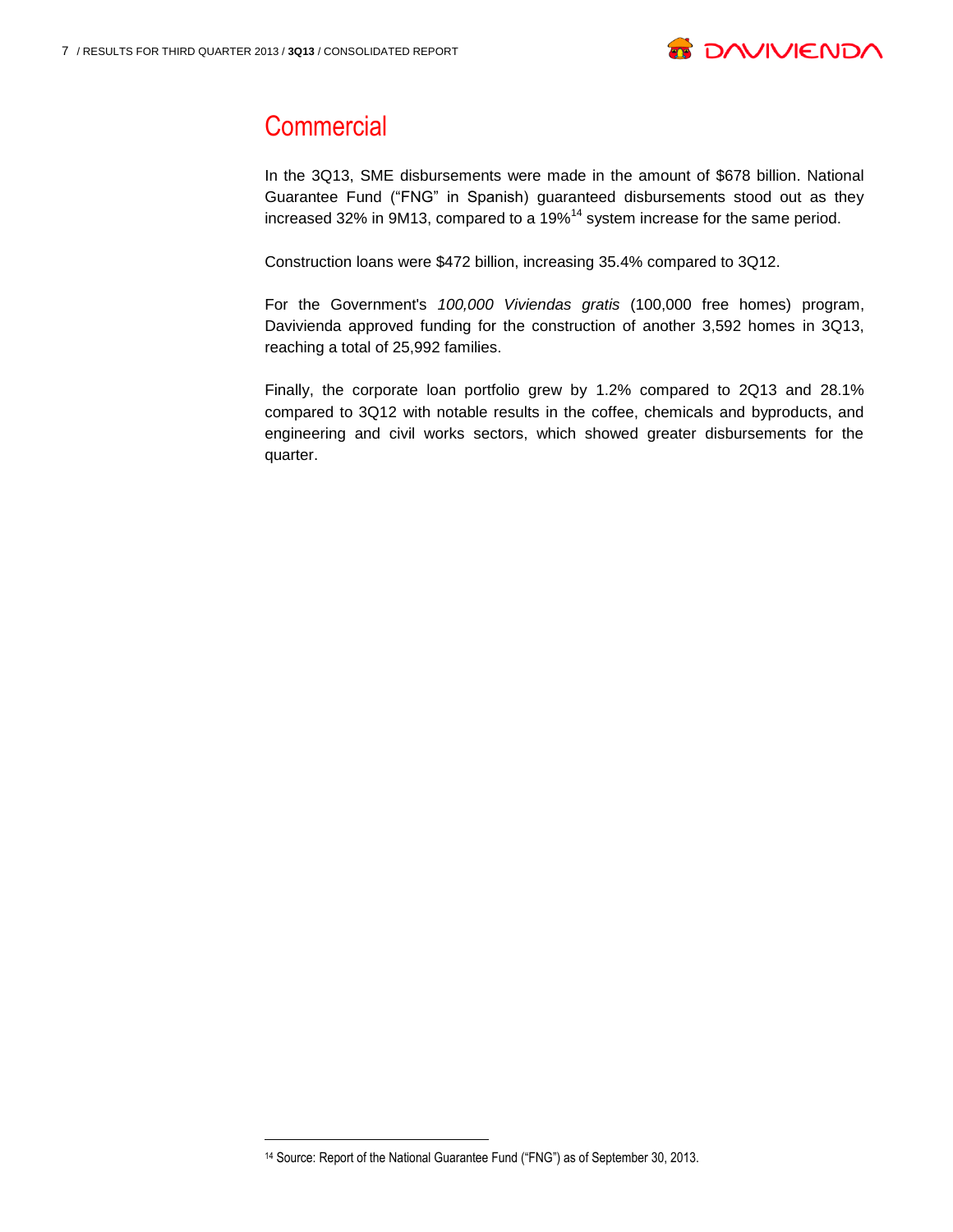# Commercial

In the 3Q13, SME disbursements were made in the amount of $678 billion. National Guarantee Fund ("FNG" in Spanish) guaranteed disbursements stood out as they increased 32% in 9M13, compared to a 19%[14] system increase for the same period.

Construction loans were $472 billion, increasing 35.4% compared to 3Q12.

For the Government's *100,000 Viviendas gratis* (100,000 free homes) program, Davivienda approved funding for the construction of another 3,592 homes in 3Q13, reaching a total of 25,992 families.

Finally, the corporate loan portfolio grew by 1.2% compared to 2Q13 and 28.1% compared to 3Q12 with notable results in the coffee, chemicals and byproducts, and engineering and civil works sectors, which showed greater disbursements for the quarter.

---

[14] Source: Report of the National Guarantee Fund ("FNG") as of September 30, 2013.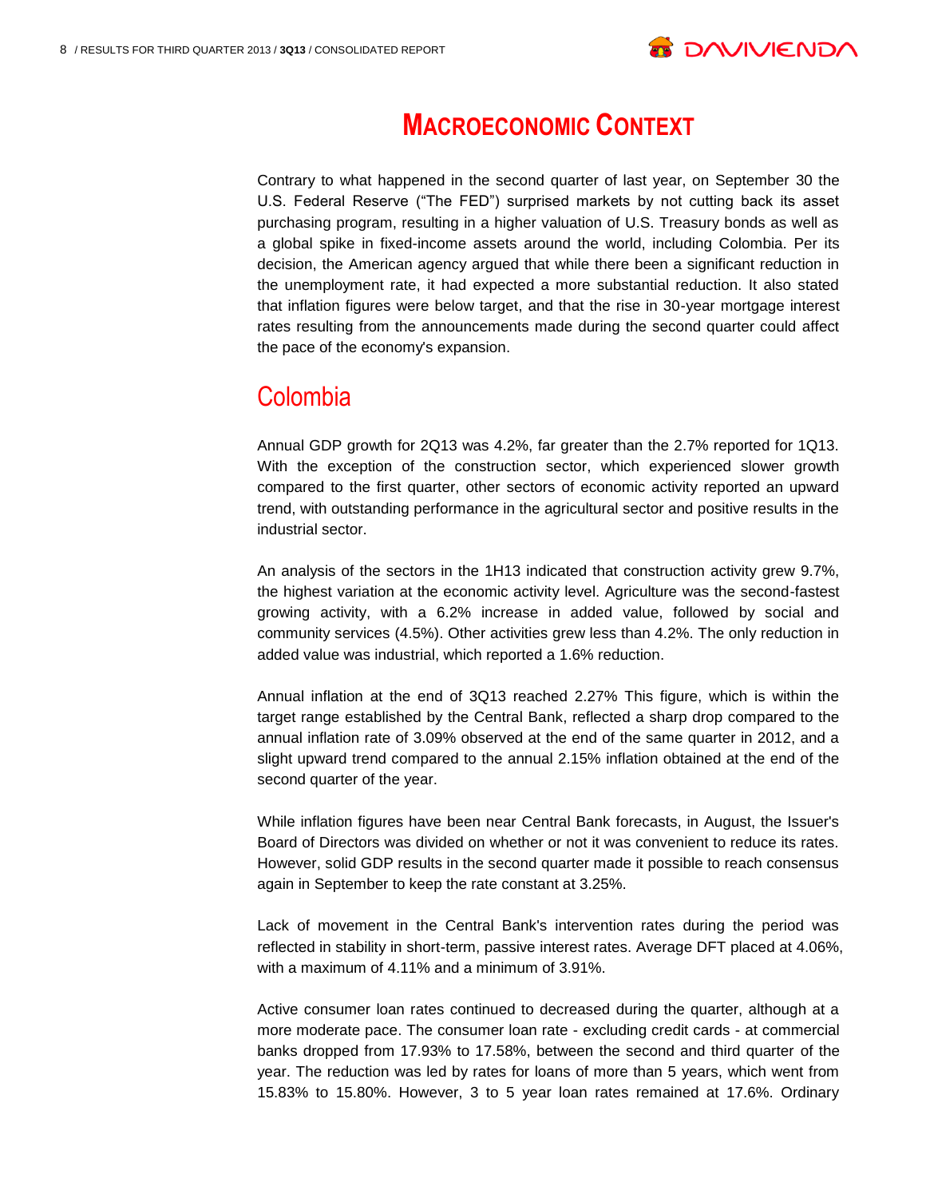# Macroeconomic Context

Contrary to what happened in the second quarter of last year, on September 30 the U.S. Federal Reserve ("The FED") surprised markets by not cutting back its asset purchasing program, resulting in a higher valuation of U.S. Treasury bonds as well as a global spike in fixed-income assets around the world, including Colombia. Per its decision, the American agency argued that while there been a significant reduction in the unemployment rate, it had expected a more substantial reduction. It also stated that inflation figures were below target, and that the rise in 30-year mortgage interest rates resulting from the announcements made during the second quarter could affect the pace of the economy's expansion.

## Colombia

Annual GDP growth for 2Q13 was 4.2%, far greater than the 2.7% reported for 1Q13. With the exception of the construction sector, which experienced slower growth compared to the first quarter, other sectors of economic activity reported an upward trend, with outstanding performance in the agricultural sector and positive results in the industrial sector.

An analysis of the sectors in the 1H13 indicated that construction activity grew 9.7%, the highest variation at the economic activity level. Agriculture was the second-fastest growing activity, with a 6.2% increase in added value, followed by social and community services (4.5%). Other activities grew less than 4.2%. The only reduction in added value was industrial, which reported a 1.6% reduction.

Annual inflation at the end of 3Q13 reached 2.27% This figure, which is within the target range established by the Central Bank, reflected a sharp drop compared to the annual inflation rate of 3.09% observed at the end of the same quarter in 2012, and a slight upward trend compared to the annual 2.15% inflation obtained at the end of the second quarter of the year.

While inflation figures have been near Central Bank forecasts, in August, the Issuer's Board of Directors was divided on whether or not it was convenient to reduce its rates. However, solid GDP results in the second quarter made it possible to reach consensus again in September to keep the rate constant at 3.25%.

Lack of movement in the Central Bank's intervention rates during the period was reflected in stability in short-term, passive interest rates. Average DFT placed at 4.06%, with a maximum of 4.11% and a minimum of 3.91%.

Active consumer loan rates continued to decreased during the quarter, although at a more moderate pace. The consumer loan rate - excluding credit cards - at commercial banks dropped from 17.93% to 17.58%, between the second and third quarter of the year. The reduction was led by rates for loans of more than 5 years, which went from 15.83% to 15.80%. However, 3 to 5 year loan rates remained at 17.6%. Ordinary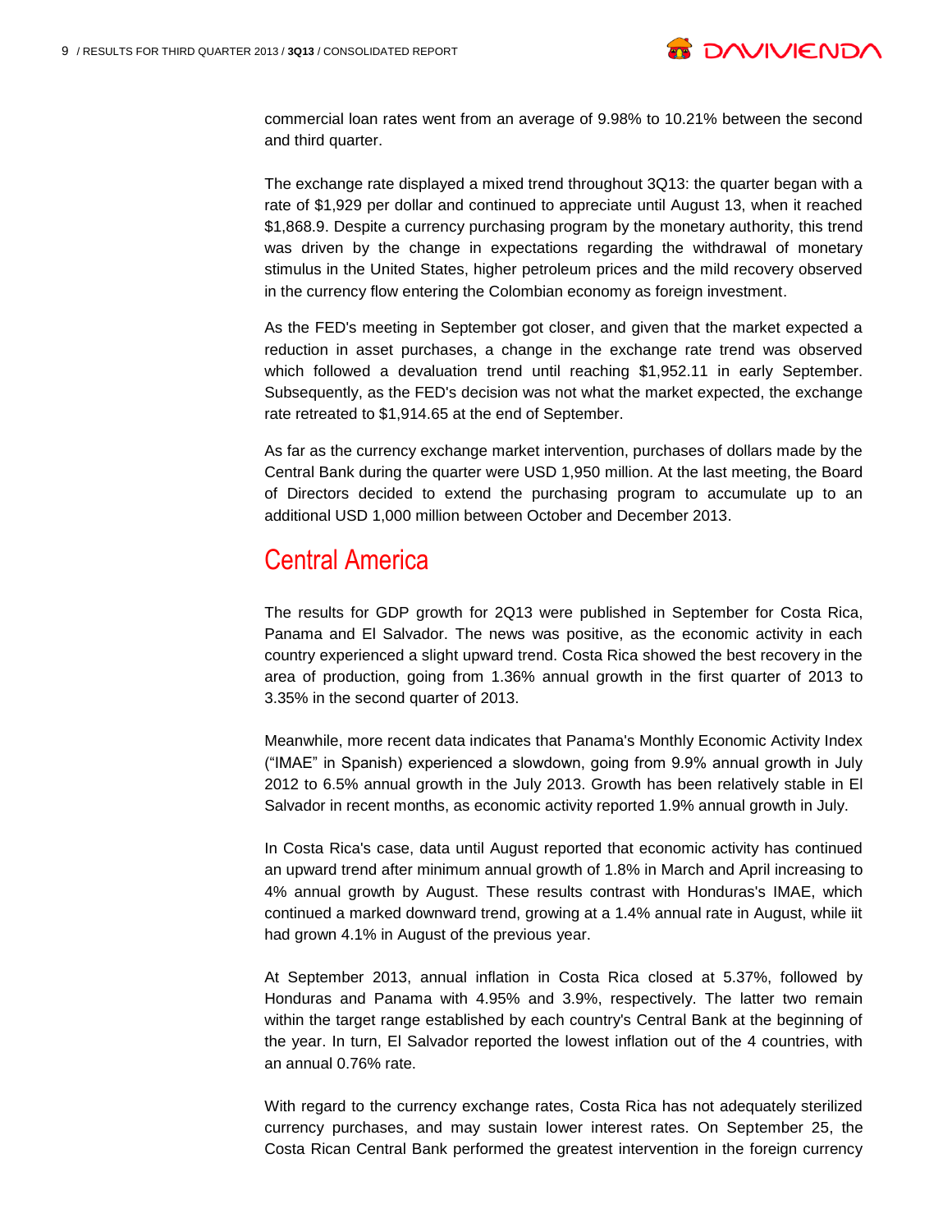commercial loan rates went from an average of 9.98% to 10.21% between the second and third quarter.

The exchange rate displayed a mixed trend throughout 3Q13: the quarter began with a rate of $1,929 per dollar and continued to appreciate until August 13, when it reached $1,868.9. Despite a currency purchasing program by the monetary authority, this trend was driven by the change in expectations regarding the withdrawal of monetary stimulus in the United States, higher petroleum prices and the mild recovery observed in the currency flow entering the Colombian economy as foreign investment.

As the FED's meeting in September got closer, and given that the market expected a reduction in asset purchases, a change in the exchange rate trend was observed which followed a devaluation trend until reaching $1,952.11 in early September. Subsequently, as the FED's decision was not what the market expected, the exchange rate retreated to $1,914.65 at the end of September.

As far as the currency exchange market intervention, purchases of dollars made by the Central Bank during the quarter were USD 1,950 million. At the last meeting, the Board of Directors decided to extend the purchasing program to accumulate up to an additional USD 1,000 million between October and December 2013.

## Central America

The results for GDP growth for 2Q13 were published in September for Costa Rica, Panama and El Salvador. The news was positive, as the economic activity in each country experienced a slight upward trend. Costa Rica showed the best recovery in the area of production, going from 1.36% annual growth in the first quarter of 2013 to 3.35% in the second quarter of 2013.

Meanwhile, more recent data indicates that Panama's Monthly Economic Activity Index ("IMAE" in Spanish) experienced a slowdown, going from 9.9% annual growth in July 2012 to 6.5% annual growth in the July 2013. Growth has been relatively stable in El Salvador in recent months, as economic activity reported 1.9% annual growth in July.

In Costa Rica's case, data until August reported that economic activity has continued an upward trend after minimum annual growth of 1.8% in March and April increasing to 4% annual growth by August. These results contrast with Honduras's IMAE, which continued a marked downward trend, growing at a 1.4% annual rate in August, while iit had grown 4.1% in August of the previous year.

At September 2013, annual inflation in Costa Rica closed at 5.37%, followed by Honduras and Panama with 4.95% and 3.9%, respectively. The latter two remain within the target range established by each country's Central Bank at the beginning of the year. In turn, El Salvador reported the lowest inflation out of the 4 countries, with an annual 0.76% rate.

With regard to the currency exchange rates, Costa Rica has not adequately sterilized currency purchases, and may sustain lower interest rates. On September 25, the Costa Rican Central Bank performed the greatest intervention in the foreign currency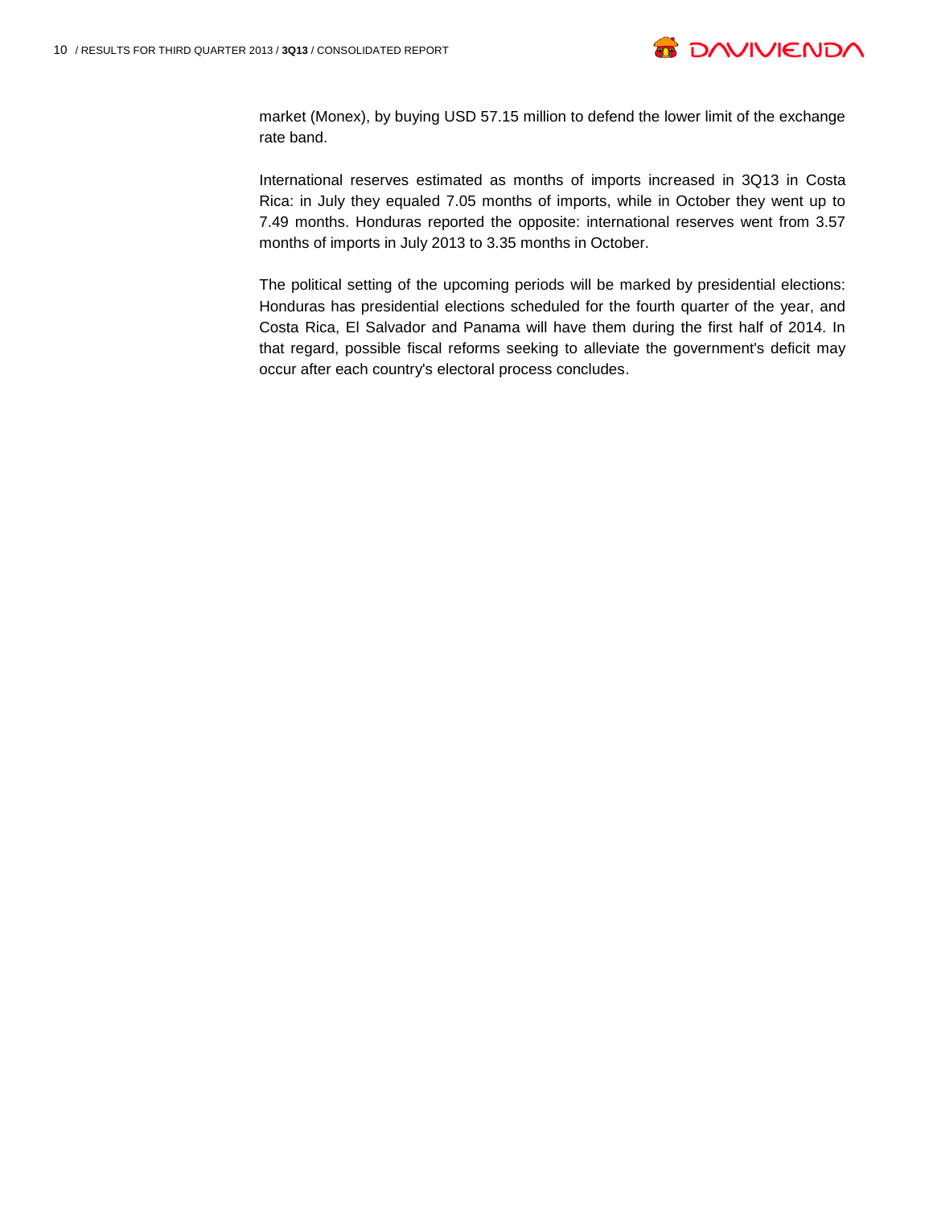market (Monex), by buying USD 57.15 million to defend the lower limit of the exchange rate band.

International reserves estimated as months of imports increased in 3Q13 in Costa Rica: in July they equaled 7.05 months of imports, while in October they went up to 7.49 months. Honduras reported the opposite: international reserves went from 3.57 months of imports in July 2013 to 3.35 months in October.

The political setting of the upcoming periods will be marked by presidential elections: Honduras has presidential elections scheduled for the fourth quarter of the year, and Costa Rica, El Salvador and Panama will have them during the first half of 2014. In that regard, possible fiscal reforms seeking to alleviate the government's deficit may occur after each country's electoral process concludes.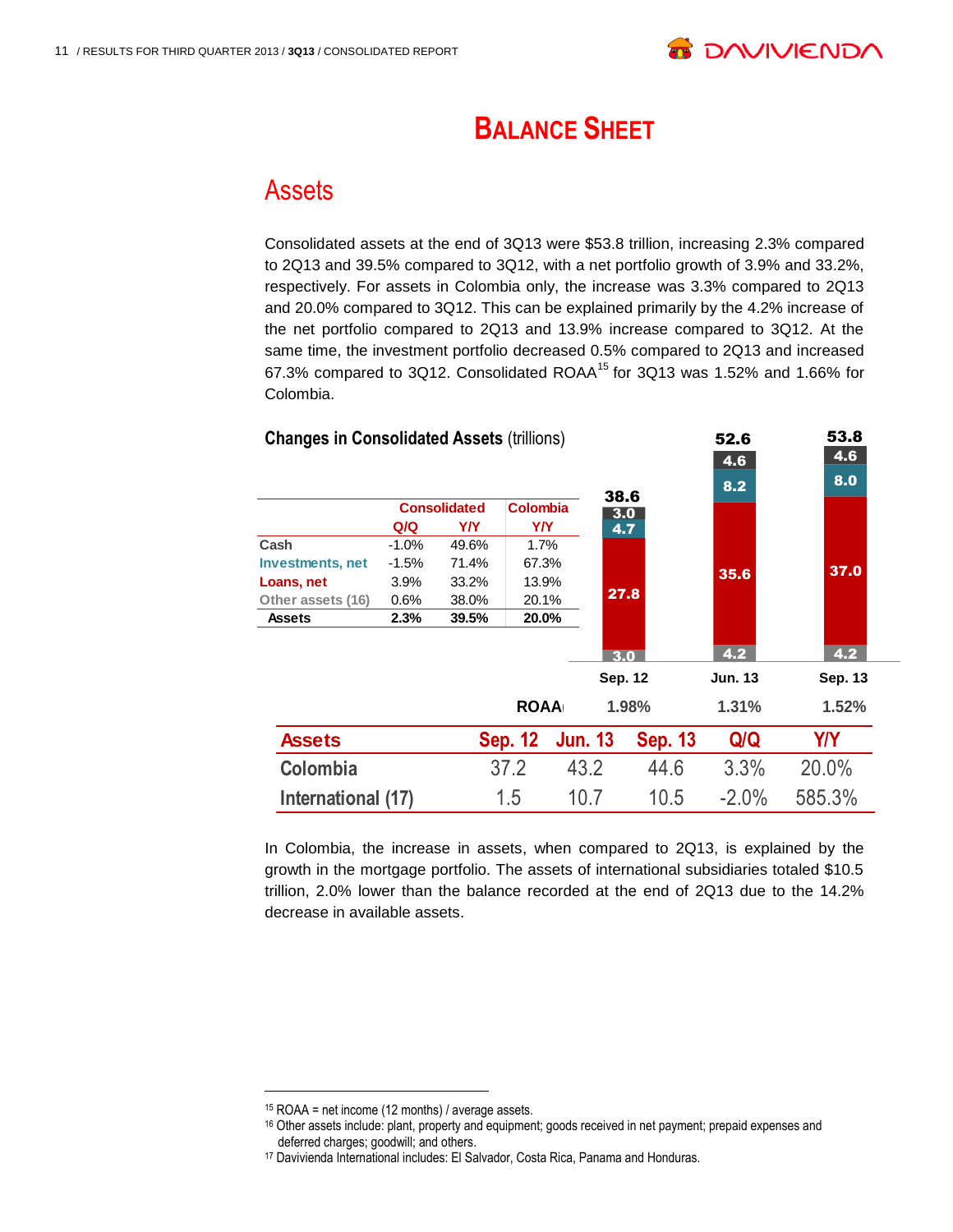# BALANCE SHEET

## Assets

Consolidated assets at the end of 3Q13 were $53.8 trillion, increasing 2.3% compared to 2Q13 and 39.5% compared to 3Q12, with a net portfolio growth of 3.9% and 33.2%, respectively. For assets in Colombia only, the increase was 3.3% compared to 2Q13 and 20.0% compared to 3Q12. This can be explained primarily by the 4.2% increase of the net portfolio compared to 2Q13 and 13.9% increase compared to 3Q12. At the same time, the investment portfolio decreased 0.5% compared to 2Q13 and increased 67.3% compared to 3Q12. Consolidated ROAA[15] for 3Q13 was 1.52% and 1.66% for Colombia.

**Changes in Consolidated Assets** (trillions)

| | Consolidated | | Colombia |
|---|---|---|---|
| | Q/Q | Y/Y | Y/Y |
| Cash | -1.0% | 49.6% | 1.7% |
| Investments, net | -1.5% | 71.4% | 67.3% |
| Loans, net | 3.9% | 33.2% | 13.9% |
| Other assets (16) | 0.6% | 38.0% | 20.1% |
| **Assets** | **2.3%** | **39.5%** | **20.0%** |

| | Sep. 12 | Jun. 13 | Sep. 13 |
|---|---|---|---|
| Cash | 3.0 | 4.2 | 4.2 |
| Loans, net | 27.8 | 35.6 | 37.0 |
| Investments, net | 4.7 | 8.2 | 8.0 |
| Other assets | 3.0 | 4.6 | 4.6 |
| **Total** | **38.6** | **52.6** | **53.8** |
| ROAA | 1.98% | 1.31% | 1.52% |

| Assets | Sep. 12 | Jun. 13 | Sep. 13 | Q/Q | Y/Y |
|---|---|---|---|---|---|
| Colombia | 37.2 | 43.2 | 44.6 | 3.3% | 20.0% |
| International (17) | 1.5 | 10.7 | 10.5 | -2.0% | 585.3% |

In Colombia, the increase in assets, when compared to 2Q13, is explained by the growth in the mortgage portfolio. The assets of international subsidiaries totaled $10.5 trillion, 2.0% lower than the balance recorded at the end of 2Q13 due to the 14.2% decrease in available assets.

---

[15] ROAA = net income (12 months) / average assets.

[16] Other assets include: plant, property and equipment; goods received in net payment; prepaid expenses and deferred charges; goodwill; and others.

[17] Davivienda International includes: El Salvador, Costa Rica, Panama and Honduras.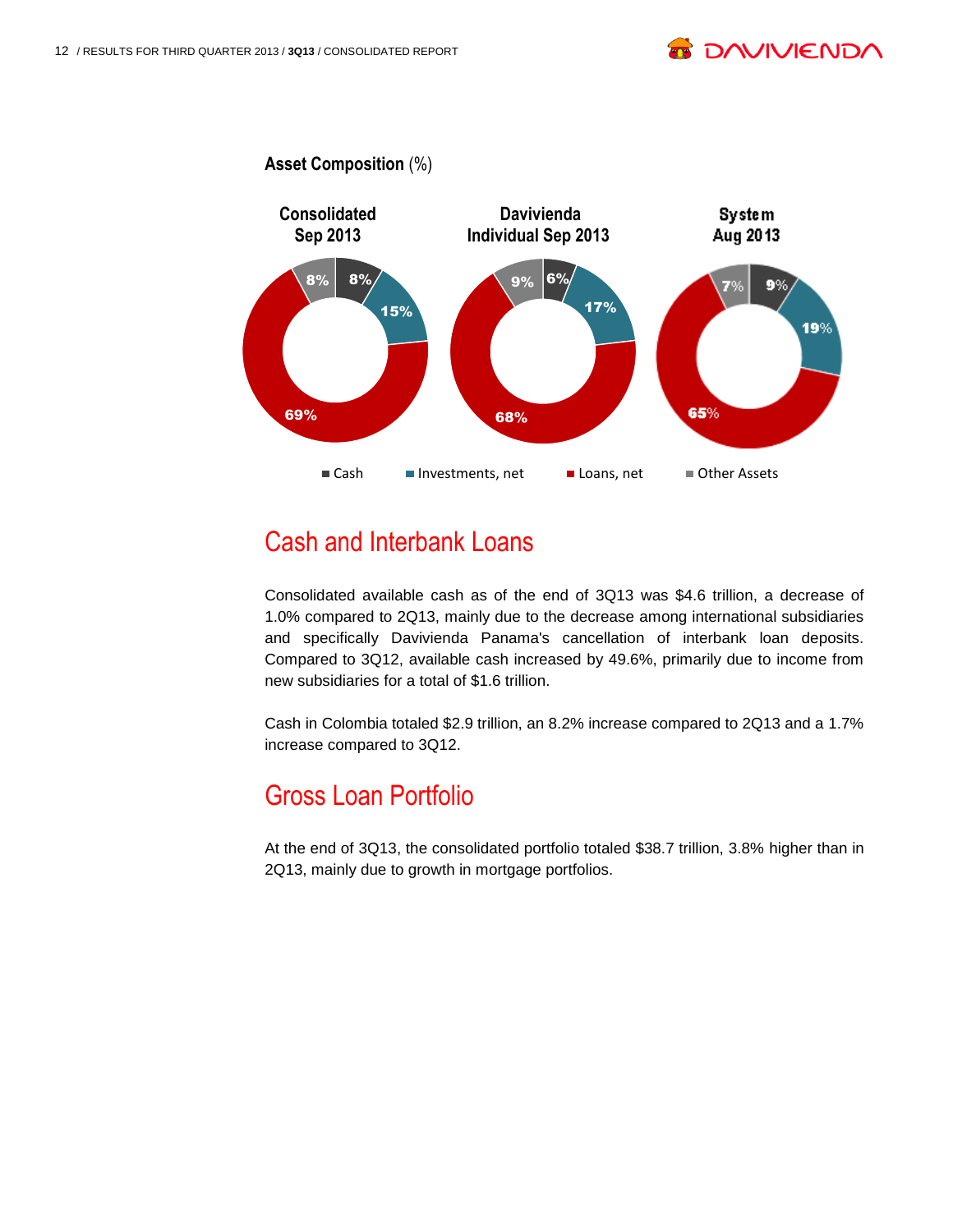**Asset Composition** (%)

| | Consolidated Sep 2013 | Davivienda Individual Sep 2013 | System Aug 2013 |
|---|---|---|---|
| Cash | 8% | 6% | 9% |
| Investments, net | 15% | 17% | 19% |
| Loans, net | 69% | 68% | 65% |
| Other Assets | 8% | 9% | 7% |

## Cash and Interbank Loans

Consolidated available cash as of the end of 3Q13 was $4.6 trillion, a decrease of 1.0% compared to 2Q13, mainly due to the decrease among international subsidiaries and specifically Davivienda Panama's cancellation of interbank loan deposits. Compared to 3Q12, available cash increased by 49.6%, primarily due to income from new subsidiaries for a total of $1.6 trillion.

Cash in Colombia totaled $2.9 trillion, an 8.2% increase compared to 2Q13 and a 1.7% increase compared to 3Q12.

## Gross Loan Portfolio

At the end of 3Q13, the consolidated portfolio totaled $38.7 trillion, 3.8% higher than in 2Q13, mainly due to growth in mortgage portfolios.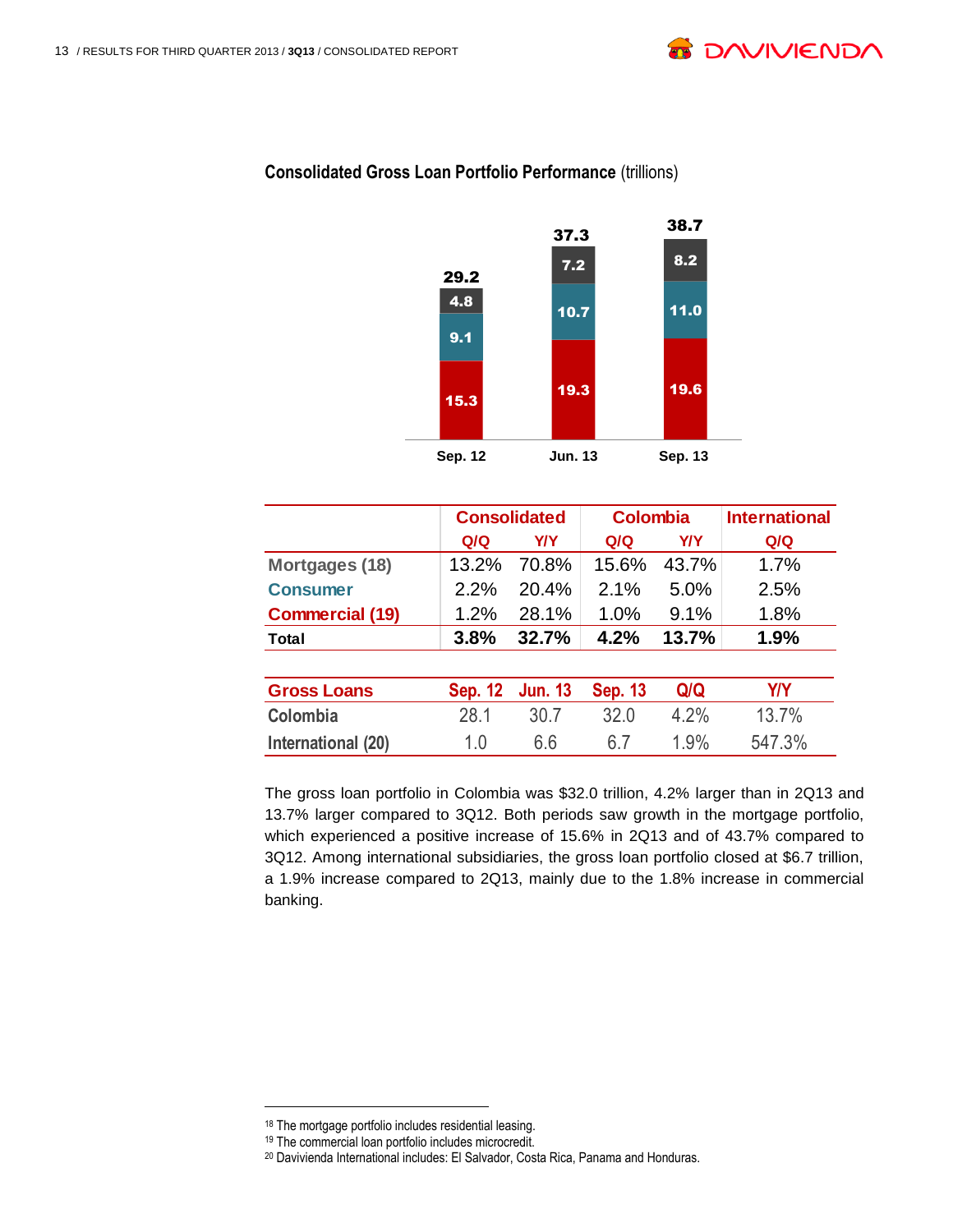**Consolidated Gross Loan Portfolio Performance** (trillions)

| | Sep. 12 | Jun. 13 | Sep. 13 |
|---|---|---|---|
| Total | 29.2 | 37.3 | 38.7 |
| | 4.8 | 7.2 | 8.2 |
| | 9.1 | 10.7 | 11.0 |
| | 15.3 | 19.3 | 19.6 |

| | Consolidated | | Colombia | | International |
|---|---|---|---|---|---|
| | Q/Q | Y/Y | Q/Q | Y/Y | Q/Q |
| Mortgages (18) | 13.2% | 70.8% | 15.6% | 43.7% | 1.7% |
| Consumer | 2.2% | 20.4% | 2.1% | 5.0% | 2.5% |
| Commercial (19) | 1.2% | 28.1% | 1.0% | 9.1% | 1.8% |
| **Total** | **3.8%** | **32.7%** | **4.2%** | **13.7%** | **1.9%** |

| Gross Loans | Sep. 12 | Jun. 13 | Sep. 13 | Q/Q | Y/Y |
|---|---|---|---|---|---|
| Colombia | 28.1 | 30.7 | 32.0 | 4.2% | 13.7% |
| International (20) | 1.0 | 6.6 | 6.7 | 1.9% | 547.3% |

The gross loan portfolio in Colombia was $32.0 trillion, 4.2% larger than in 2Q13 and 13.7% larger compared to 3Q12. Both periods saw growth in the mortgage portfolio, which experienced a positive increase of 15.6% in 2Q13 and of 43.7% compared to 3Q12. Among international subsidiaries, the gross loan portfolio closed at $6.7 trillion, a 1.9% increase compared to 2Q13, mainly due to the 1.8% increase in commercial banking.

[18] The mortgage portfolio includes residential leasing.
[19] The commercial loan portfolio includes microcredit.
[20] Davivienda International includes: El Salvador, Costa Rica, Panama and Honduras.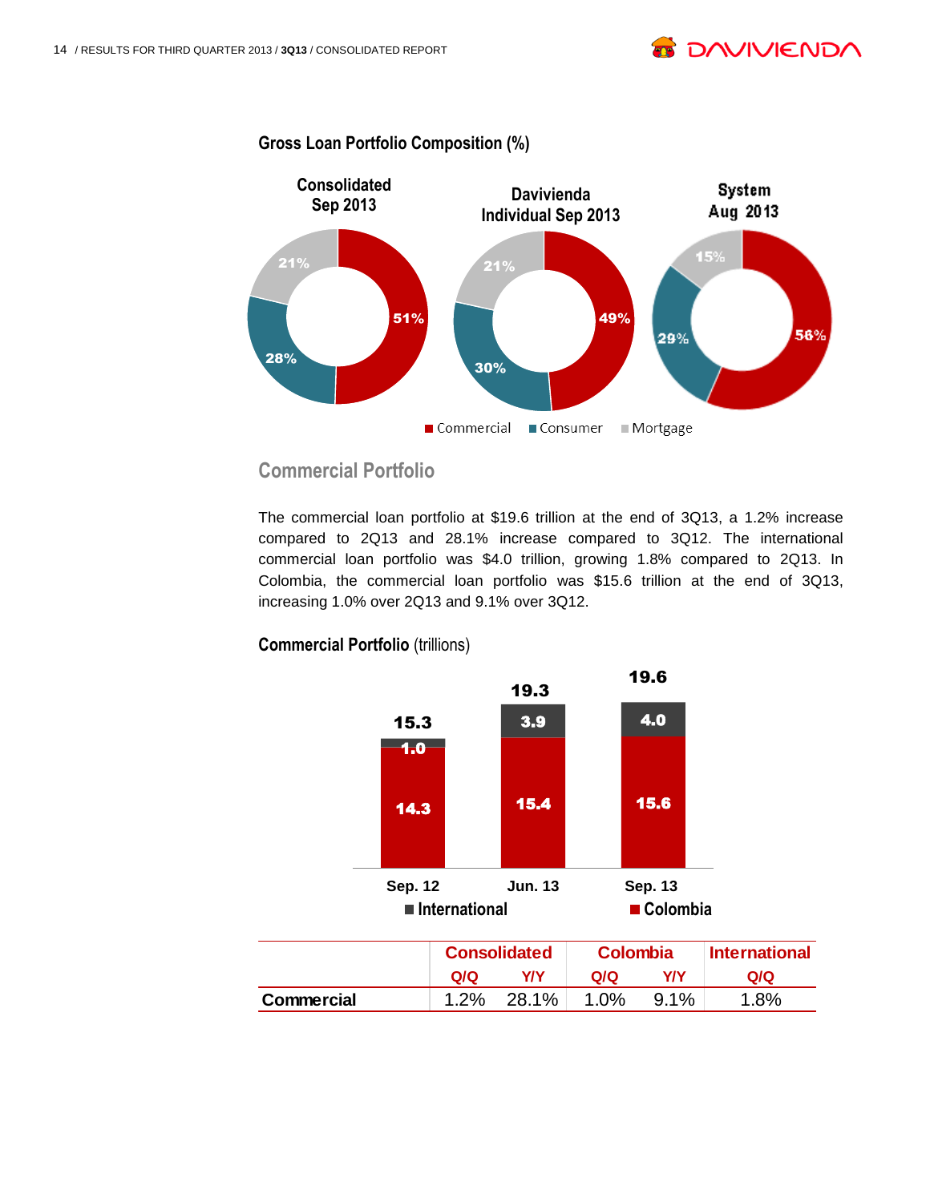## Gross Loan Portfolio Composition (%)

| | Consolidated Sep 2013 | Davivienda Individual Sep 2013 | System Aug 2013 |
|---|---|---|---|
| Commercial | 51% | 49% | 56% |
| Consumer | 28% | 30% | 29% |
| Mortgage | 21% | 21% | 15% |

## Commercial Portfolio

The commercial loan portfolio at $19.6 trillion at the end of 3Q13, a 1.2% increase compared to 2Q13 and 28.1% increase compared to 3Q12. The international commercial loan portfolio was $4.0 trillion, growing 1.8% compared to 2Q13. In Colombia, the commercial loan portfolio was $15.6 trillion at the end of 3Q13, increasing 1.0% over 2Q13 and 9.1% over 3Q12.

**Commercial Portfolio** (trillions)

| | Sep. 12 | Jun. 13 | Sep. 13 |
|---|---|---|---|
| International | 1.0 | 3.9 | 4.0 |
| Colombia | 14.3 | 15.4 | 15.6 |
| Total | 15.3 | 19.3 | 19.6 |

| | Consolidated | | Colombia | | International |
|---|---|---|---|---|---|
| | Q/Q | Y/Y | Q/Q | Y/Y | Q/Q |
| **Commercial** | 1.2% | 28.1% | 1.0% | 9.1% | 1.8% |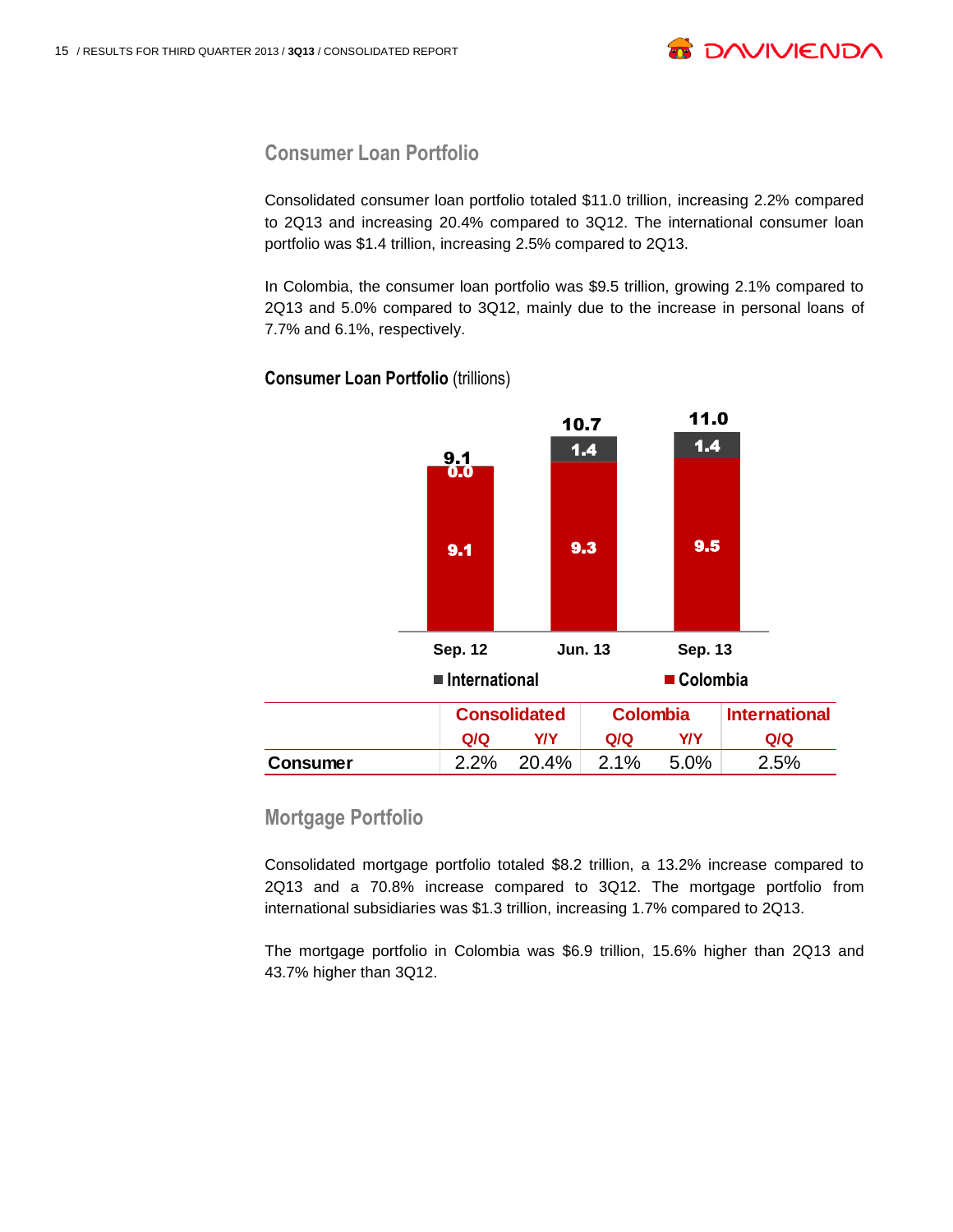## Consumer Loan Portfolio

Consolidated consumer loan portfolio totaled $11.0 trillion, increasing 2.2% compared to 2Q13 and increasing 20.4% compared to 3Q12. The international consumer loan portfolio was $1.4 trillion, increasing 2.5% compared to 2Q13.

In Colombia, the consumer loan portfolio was $9.5 trillion, growing 2.1% compared to 2Q13 and 5.0% compared to 3Q12, mainly due to the increase in personal loans of 7.7% and 6.1%, respectively.

**Consumer Loan Portfolio** (trillions)

| | Sep. 12 | Jun. 13 | Sep. 13 |
|---|---|---|---|
| International | 0.0 | 1.4 | 1.4 |
| Colombia | 9.1 | 9.3 | 9.5 |
| Total | 9.1 | 10.7 | 11.0 |

| | Consolidated | | Colombia | | International |
|---|---|---|---|---|---|
| | Q/Q | Y/Y | Q/Q | Y/Y | Q/Q |
| **Consumer** | 2.2% | 20.4% | 2.1% | 5.0% | 2.5% |

## Mortgage Portfolio

Consolidated mortgage portfolio totaled $8.2 trillion, a 13.2% increase compared to 2Q13 and a 70.8% increase compared to 3Q12. The mortgage portfolio from international subsidiaries was $1.3 trillion, increasing 1.7% compared to 2Q13.

The mortgage portfolio in Colombia was $6.9 trillion, 15.6% higher than 2Q13 and 43.7% higher than 3Q12.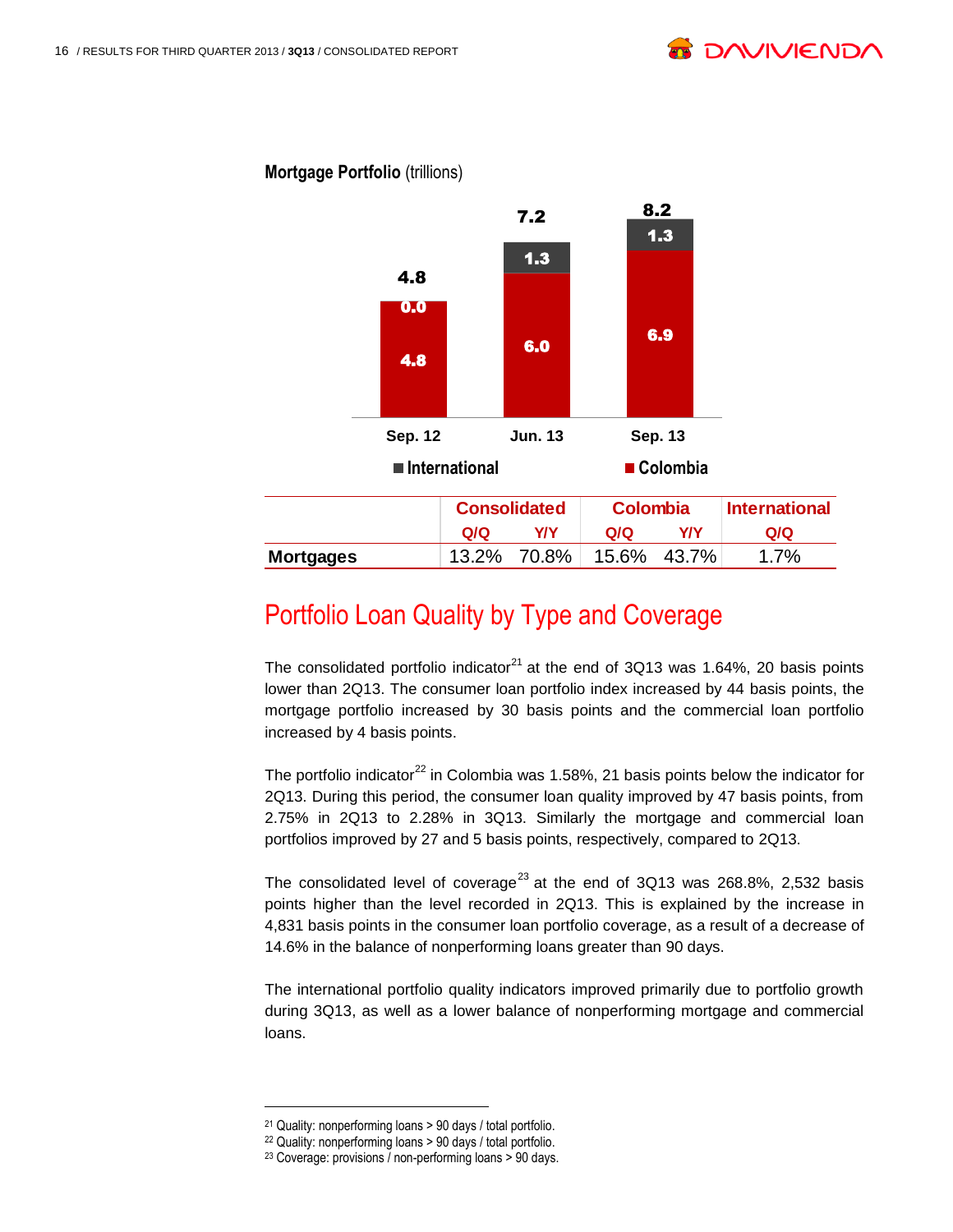**Mortgage Portfolio** (trillions)

| | Sep. 12 | Jun. 13 | Sep. 13 |
|---|---|---|---|
| International | 0.0 | 1.3 | 1.3 |
| Colombia | 4.8 | 6.0 | 6.9 |
| Total | 4.8 | 7.2 | 8.2 |

| | Consolidated | | Colombia | | International |
|---|---|---|---|---|---|
| | Q/Q | Y/Y | Q/Q | Y/Y | Q/Q |
| **Mortgages** | 13.2% | 70.8% | 15.6% | 43.7% | 1.7% |

## Portfolio Loan Quality by Type and Coverage

The consolidated portfolio indicator[21] at the end of 3Q13 was 1.64%, 20 basis points lower than 2Q13. The consumer loan portfolio index increased by 44 basis points, the mortgage portfolio increased by 30 basis points and the commercial loan portfolio increased by 4 basis points.

The portfolio indicator[22] in Colombia was 1.58%, 21 basis points below the indicator for 2Q13. During this period, the consumer loan quality improved by 47 basis points, from 2.75% in 2Q13 to 2.28% in 3Q13. Similarly the mortgage and commercial loan portfolios improved by 27 and 5 basis points, respectively, compared to 2Q13.

The consolidated level of coverage[23] at the end of 3Q13 was 268.8%, 2,532 basis points higher than the level recorded in 2Q13. This is explained by the increase in 4,831 basis points in the consumer loan portfolio coverage, as a result of a decrease of 14.6% in the balance of nonperforming loans greater than 90 days.

The international portfolio quality indicators improved primarily due to portfolio growth during 3Q13, as well as a lower balance of nonperforming mortgage and commercial loans.

---

[21] Quality: nonperforming loans > 90 days / total portfolio.
[22] Quality: nonperforming loans > 90 days / total portfolio.
[23] Coverage: provisions / non-performing loans > 90 days.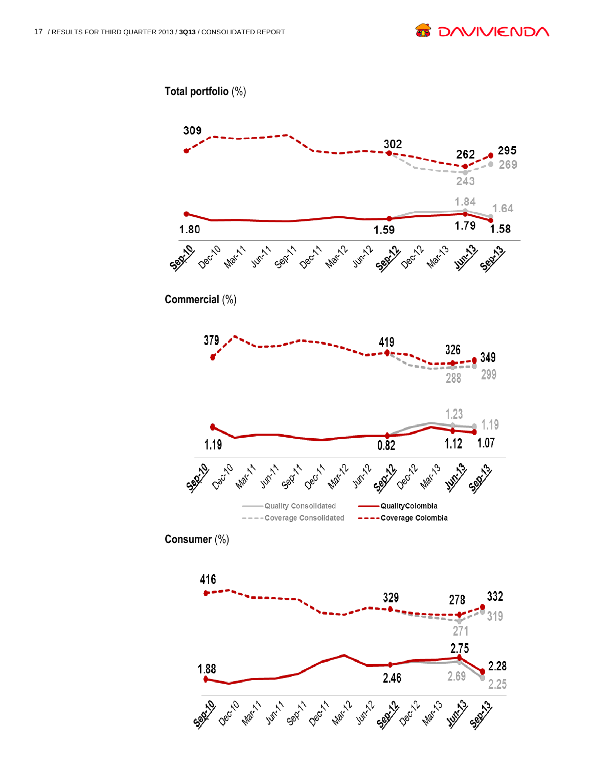**Total portfolio** (%)

309 | 302 | 262 | 295 | 269 | 243

1.84 | 1.64

1.80 | 1.59 | 1.79 | 1.58

Sep-10 Dec-10 Mar-11 Jun-11 Sep-11 Dec-11 Mar-12 Jun-12 Sep-12 Dec-12 Mar-13 Jun-13 Sep-13

**Commercial** (%)

379 | 419 | 326 | 349 | 288 | 299

1.23 | 1.19

1.19 | 0.82 | 1.12 | 1.07

Sep-10 Dec-10 Mar-11 Jun-11 Sep-11 Dec-11 Mar-12 Jun-12 Sep-12 Dec-12 Mar-13 Jun-13 Sep-13

Quality Consolidated | QualityColombia | Coverage Consolidated | Coverage Colombia

**Consumer** (%)

416 | 329 | 278 | 332 | 319 | 271

2.75

1.88 | 2.46 | 2.69 | 2.28 | 2.25

Sep-10 Dec-10 Mar-11 Jun-11 Sep-11 Dec-11 Mar-12 Jun-12 Sep-12 Dec-12 Mar-13 Jun-13 Sep-13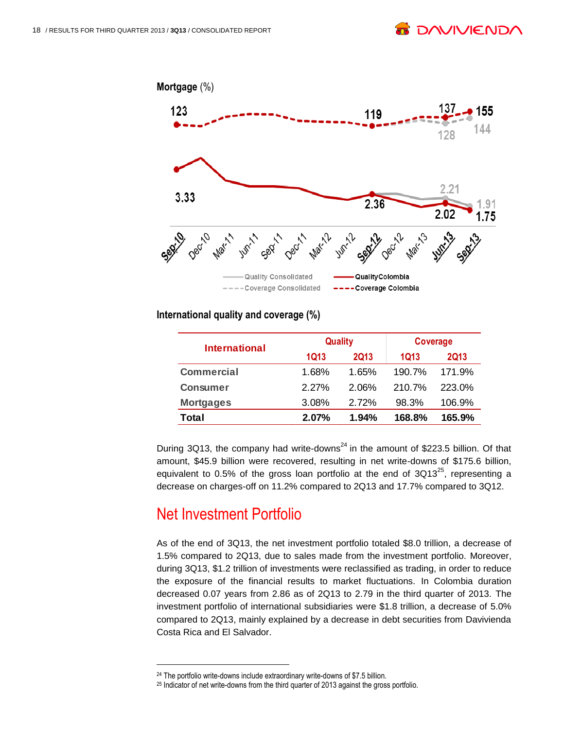**Mortgage** (%)

123 — 119 — 137 — 155 — 128 — 144

3.33 — 2.36 — 2.21 — 2.02 — 1.91 — 1.75

Sep-10, Dec-10, Mar-11, Jun-11, Sep-11, Dec-11, Mar-12, Jun-12, Sep-12, Dec-12, Mar-13, Jun-13, Sep-13

Quality Consolidated — Quality Colombia — Coverage Consolidated — Coverage Colombia

**International quality and coverage (%)**

| International | Quality | | Coverage | |
|---|---|---|---|---|
| | 1Q13 | 2Q13 | 1Q13 | 2Q13 |
| Commercial | 1.68% | 1.65% | 190.7% | 171.9% |
| Consumer | 2.27% | 2.06% | 210.7% | 223.0% |
| Mortgages | 3.08% | 2.72% | 98.3% | 106.9% |
| **Total** | **2.07%** | **1.94%** | **168.8%** | **165.9%** |

During 3Q13, the company had write-downs[24] in the amount of $223.5 billion. Of that amount, $45.9 billion were recovered, resulting in net write-downs of $175.6 billion, equivalent to 0.5% of the gross loan portfolio at the end of 3Q13[25], representing a decrease on charges-off on 11.2% compared to 2Q13 and 17.7% compared to 3Q12.

## Net Investment Portfolio

As of the end of 3Q13, the net investment portfolio totaled $8.0 trillion, a decrease of 1.5% compared to 2Q13, due to sales made from the investment portfolio. Moreover, during 3Q13, $1.2 trillion of investments were reclassified as trading, in order to reduce the exposure of the financial results to market fluctuations. In Colombia duration decreased 0.07 years from 2.86 as of 2Q13 to 2.79 in the third quarter of 2013. The investment portfolio of international subsidiaries were $1.8 trillion, a decrease of 5.0% compared to 2Q13, mainly explained by a decrease in debt securities from Davivienda Costa Rica and El Salvador.

---

[24] The portfolio write-downs include extraordinary write-downs of $7.5 billion.

[25] Indicator of net write-downs from the third quarter of 2013 against the gross portfolio.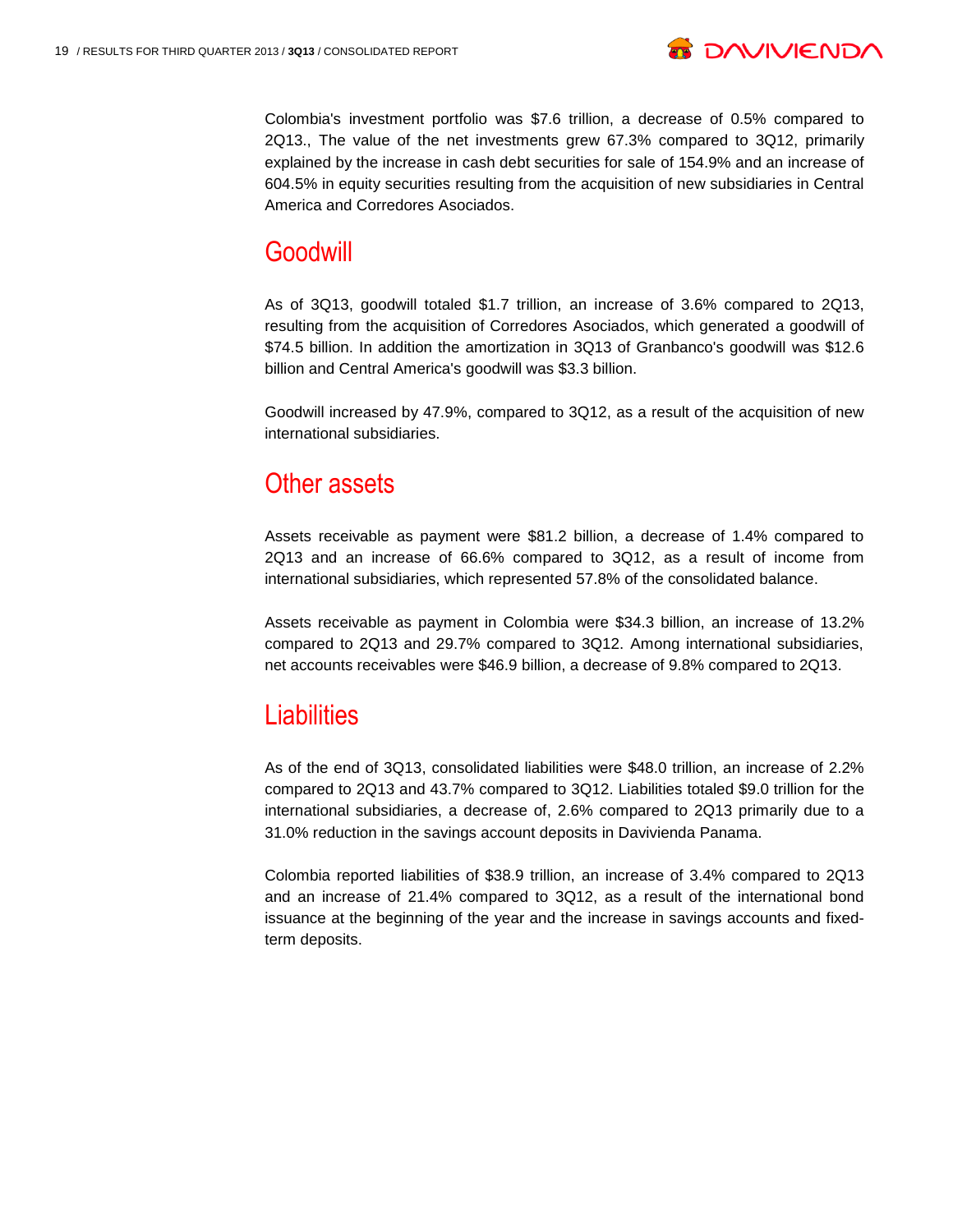Colombia's investment portfolio was $7.6 trillion, a decrease of 0.5% compared to 2Q13., The value of the net investments grew 67.3% compared to 3Q12, primarily explained by the increase in cash debt securities for sale of 154.9% and an increase of 604.5% in equity securities resulting from the acquisition of new subsidiaries in Central America and Corredores Asociados.

## Goodwill

As of 3Q13, goodwill totaled $1.7 trillion, an increase of 3.6% compared to 2Q13, resulting from the acquisition of Corredores Asociados, which generated a goodwill of $74.5 billion. In addition the amortization in 3Q13 of Granbanco's goodwill was $12.6 billion and Central America's goodwill was $3.3 billion.

Goodwill increased by 47.9%, compared to 3Q12, as a result of the acquisition of new international subsidiaries.

## Other assets

Assets receivable as payment were $81.2 billion, a decrease of 1.4% compared to 2Q13 and an increase of 66.6% compared to 3Q12, as a result of income from international subsidiaries, which represented 57.8% of the consolidated balance.

Assets receivable as payment in Colombia were $34.3 billion, an increase of 13.2% compared to 2Q13 and 29.7% compared to 3Q12. Among international subsidiaries, net accounts receivables were $46.9 billion, a decrease of 9.8% compared to 2Q13.

## Liabilities

As of the end of 3Q13, consolidated liabilities were $48.0 trillion, an increase of 2.2% compared to 2Q13 and 43.7% compared to 3Q12. Liabilities totaled $9.0 trillion for the international subsidiaries, a decrease of, 2.6% compared to 2Q13 primarily due to a 31.0% reduction in the savings account deposits in Davivienda Panama.

Colombia reported liabilities of $38.9 trillion, an increase of 3.4% compared to 2Q13 and an increase of 21.4% compared to 3Q12, as a result of the international bond issuance at the beginning of the year and the increase in savings accounts and fixed-term deposits.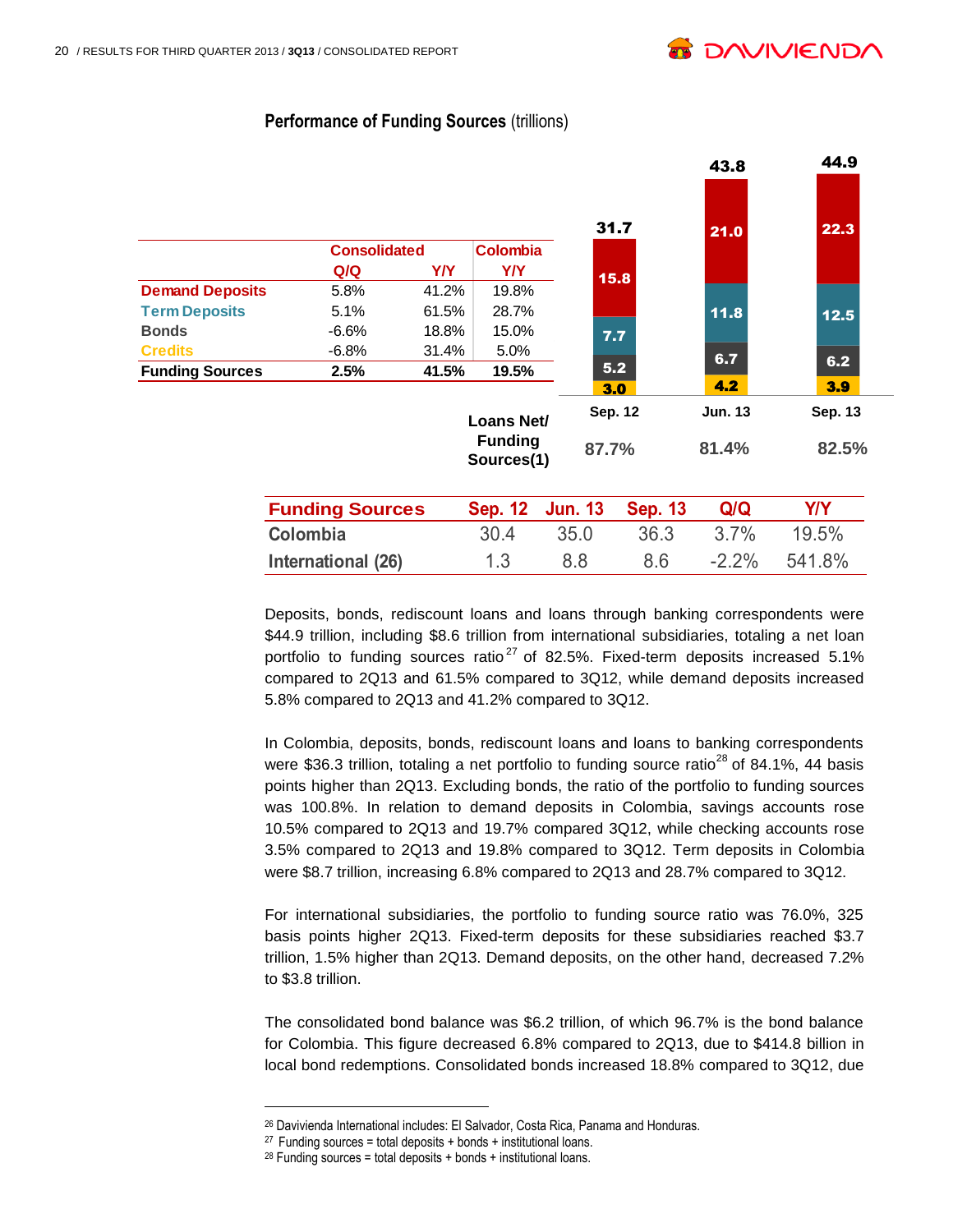**Performance of Funding Sources** (trillions)

| | Consolidated | | Colombia |
|---|---|---|---|
| | Q/Q | Y/Y | Y/Y |
| Demand Deposits | 5.8% | 41.2% | 19.8% |
| Term Deposits | 5.1% | 61.5% | 28.7% |
| Bonds | -6.6% | 18.8% | 15.0% |
| Credits | -6.8% | 31.4% | 5.0% |
| **Funding Sources** | **2.5%** | **41.5%** | **19.5%** |

| | Sep. 12 | Jun. 13 | Sep. 13 |
|---|---|---|---|
| Demand Deposits | 15.8 | 21.0 | 22.3 |
| Term Deposits | 7.7 | 11.8 | 12.5 |
| Bonds | 5.2 | 6.7 | 6.2 |
| Credits | 3.0 | 4.2 | 3.9 |
| **Total** | **31.7** | **43.8** | **44.9** |
| Loans Net/ Funding Sources(1) | 87.7% | 81.4% | 82.5% |

| Funding Sources | Sep. 12 | Jun. 13 | Sep. 13 | Q/Q | Y/Y |
|---|---|---|---|---|---|
| Colombia | 30.4 | 35.0 | 36.3 | 3.7% | 19.5% |
| International (26) | 1.3 | 8.8 | 8.6 | -2.2% | 541.8% |

Deposits, bonds, rediscount loans and loans through banking correspondents were $44.9 trillion, including $8.6 trillion from international subsidiaries, totaling a net loan portfolio to funding sources ratio[27] of 82.5%. Fixed-term deposits increased 5.1% compared to 2Q13 and 61.5% compared to 3Q12, while demand deposits increased 5.8% compared to 2Q13 and 41.2% compared to 3Q12.

In Colombia, deposits, bonds, rediscount loans and loans to banking correspondents were $36.3 trillion, totaling a net portfolio to funding source ratio[28] of 84.1%, 44 basis points higher than 2Q13. Excluding bonds, the ratio of the portfolio to funding sources was 100.8%. In relation to demand deposits in Colombia, savings accounts rose 10.5% compared to 2Q13 and 19.7% compared 3Q12, while checking accounts rose 3.5% compared to 2Q13 and 19.8% compared to 3Q12. Term deposits in Colombia were $8.7 trillion, increasing 6.8% compared to 2Q13 and 28.7% compared to 3Q12.

For international subsidiaries, the portfolio to funding source ratio was 76.0%, 325 basis points higher 2Q13. Fixed-term deposits for these subsidiaries reached $3.7 trillion, 1.5% higher than 2Q13. Demand deposits, on the other hand, decreased 7.2% to $3.8 trillion.

The consolidated bond balance was $6.2 trillion, of which 96.7% is the bond balance for Colombia. This figure decreased 6.8% compared to 2Q13, due to $414.8 billion in local bond redemptions. Consolidated bonds increased 18.8% compared to 3Q12, due

---

[26] Davivienda International includes: El Salvador, Costa Rica, Panama and Honduras.

[27] Funding sources = total deposits + bonds + institutional loans.

[28] Funding sources = total deposits + bonds + institutional loans.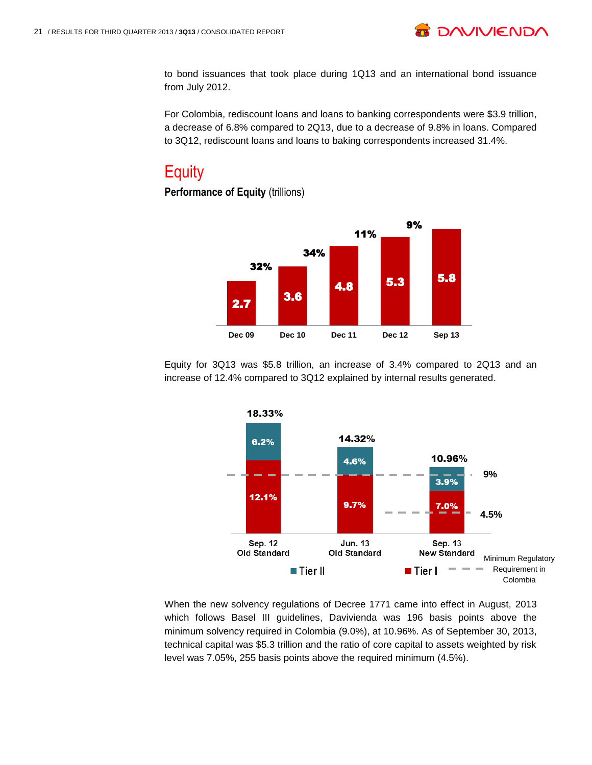to bond issuances that took place during 1Q13 and an international bond issuance from July 2012.

For Colombia, rediscount loans and loans to banking correspondents were $3.9 trillion, a decrease of 6.8% compared to 2Q13, due to a decrease of 9.8% in loans. Compared to 3Q12, rediscount loans and loans to baking correspondents increased 31.4%.

# Equity

**Performance of Equity** (trillions)

| | Dec 09 | Dec 10 | Dec 11 | Dec 12 | Sep 13 |
|---|---|---|---|---|---|
| Equity | 2.7 | 3.6 | 4.8 | 5.3 | 5.8 |
| Growth | | 32% | 34% | 11% | 9% |

Equity for 3Q13 was $5.8 trillion, an increase of 3.4% compared to 2Q13 and an increase of 12.4% compared to 3Q12 explained by internal results generated.

| | Sep. 12 Old Standard | Jun. 13 Old Standard | Sep. 13 New Standard |
|---|---|---|---|
| Tier I | 12.1% | 9.7% | 7.0% |
| Tier II | 6.2% | 4.6% | 3.9% |
| Total | 18.33% | 14.32% | 10.96% |

Minimum Regulatory Requirement in Colombia: 9% (total), 4.5% (Tier I, new standard)

When the new solvency regulations of Decree 1771 came into effect in August, 2013 which follows Basel III guidelines, Davivienda was 196 basis points above the minimum solvency required in Colombia (9.0%), at 10.96%. As of September 30, 2013, technical capital was $5.3 trillion and the ratio of core capital to assets weighted by risk level was 7.05%, 255 basis points above the required minimum (4.5%).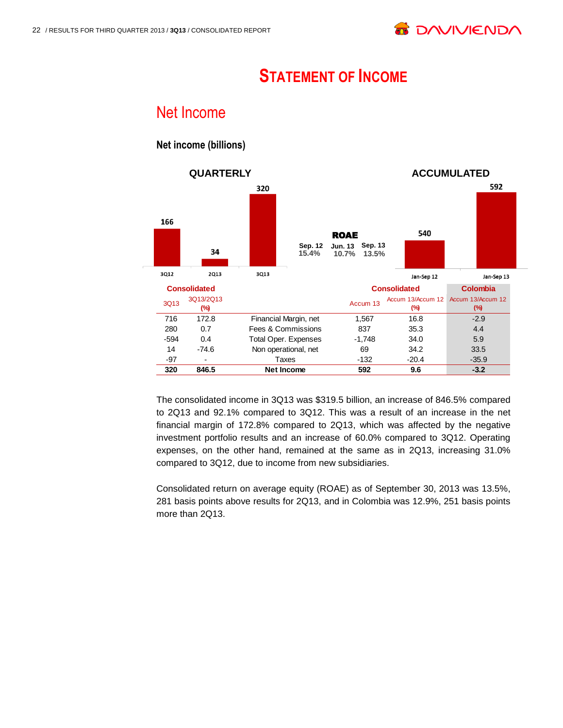# STATEMENT OF INCOME

## Net Income

### Net income (billions)

**QUARTERLY**

| 3Q12 | 2Q13 | 3Q13 |
|---|---|---|
| 166 | 34 | 320 |

**ROAE**

| Sep. 12 | Jun. 13 | Sep. 13 |
|---|---|---|
| 15.4% | 10.7% | 13.5% |

**ACCUMULATED**

| Jan-Sep 12 | Jan-Sep 13 |
|---|---|
| 540 | 592 |

| Consolidated | | | Consolidated | | Colombia |
|---|---|---|---|---|---|
| 3Q13 | 3Q13/2Q13 (%) | | Accum 13 | Accum 13/Accum 12 (%) | Accum 13/Accum 12 (%) |
| 716 | 172.8 | Financial Margin, net | 1,567 | 16.8 | -2.9 |
| 280 | 0.7 | Fees & Commissions | 837 | 35.3 | 4.4 |
| -594 | 0.4 | Total Oper. Expenses | -1,748 | 34.0 | 5.9 |
| 14 | -74.6 | Non operational, net | 69 | 34.2 | 33.5 |
| -97 | - | Taxes | -132 | -20.4 | -35.9 |
| **320** | **846.5** | **Net Income** | **592** | **9.6** | **-3.2** |

The consolidated income in 3Q13 was $319.5 billion, an increase of 846.5% compared to 2Q13 and 92.1% compared to 3Q12. This was a result of an increase in the net financial margin of 172.8% compared to 2Q13, which was affected by the negative investment portfolio results and an increase of 60.0% compared to 3Q12. Operating expenses, on the other hand, remained at the same as in 2Q13, increasing 31.0% compared to 3Q12, due to income from new subsidiaries.

Consolidated return on average equity (ROAE) as of September 30, 2013 was 13.5%, 281 basis points above results for 2Q13, and in Colombia was 12.9%, 251 basis points more than 2Q13.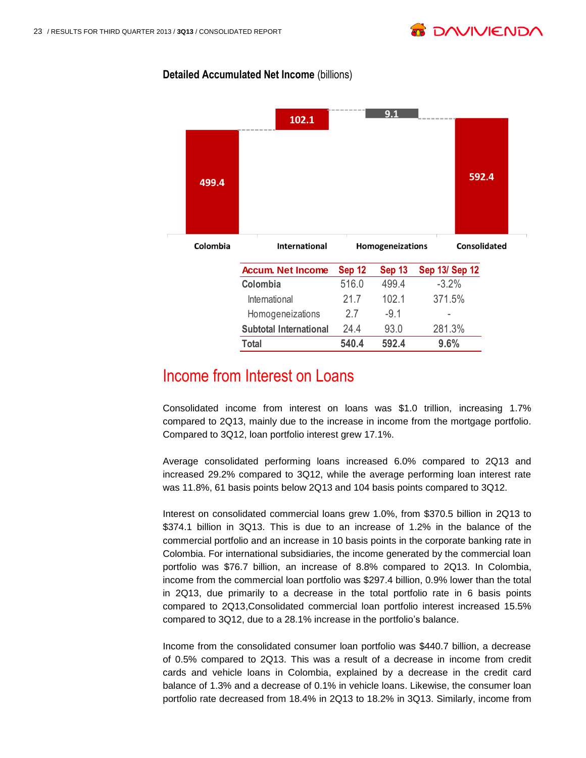**Detailed Accumulated Net Income** (billions)

| Accum. Net Income | Sep 12 | Sep 13 | Sep 13/ Sep 12 |
|---|---|---|---|
| Colombia | 516.0 | 499.4 | -3.2% |
| International | 21.7 | 102.1 | 371.5% |
| Homogeneizations | 2.7 | -9.1 | - |
| Subtotal International | 24.4 | 93.0 | 281.3% |
| **Total** | **540.4** | **592.4** | **9.6%** |

# Income from Interest on Loans

Consolidated income from interest on loans was $1.0 trillion, increasing 1.7% compared to 2Q13, mainly due to the increase in income from the mortgage portfolio. Compared to 3Q12, loan portfolio interest grew 17.1%.

Average consolidated performing loans increased 6.0% compared to 2Q13 and increased 29.2% compared to 3Q12, while the average performing loan interest rate was 11.8%, 61 basis points below 2Q13 and 104 basis points compared to 3Q12.

Interest on consolidated commercial loans grew 1.0%, from $370.5 billion in 2Q13 to $374.1 billion in 3Q13. This is due to an increase of 1.2% in the balance of the commercial portfolio and an increase in 10 basis points in the corporate banking rate in Colombia. For international subsidiaries, the income generated by the commercial loan portfolio was $76.7 billion, an increase of 8.8% compared to 2Q13. In Colombia, income from the commercial loan portfolio was $297.4 billion, 0.9% lower than the total in 2Q13, due primarily to a decrease in the total portfolio rate in 6 basis points compared to 2Q13,Consolidated commercial loan portfolio interest increased 15.5% compared to 3Q12, due to a 28.1% increase in the portfolio's balance.

Income from the consolidated consumer loan portfolio was $440.7 billion, a decrease of 0.5% compared to 2Q13. This was a result of a decrease in income from credit cards and vehicle loans in Colombia, explained by a decrease in the credit card balance of 1.3% and a decrease of 0.1% in vehicle loans. Likewise, the consumer loan portfolio rate decreased from 18.4% in 2Q13 to 18.2% in 3Q13. Similarly, income from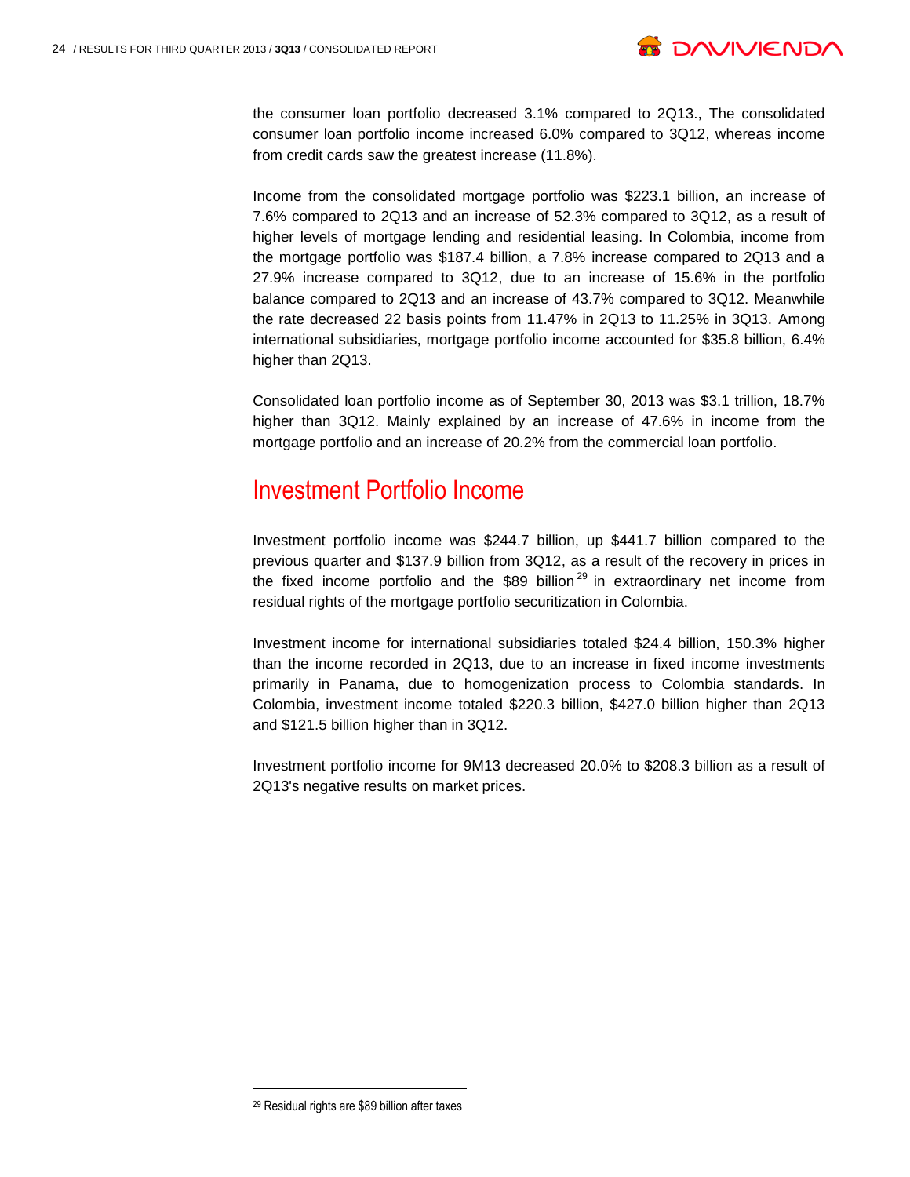the consumer loan portfolio decreased 3.1% compared to 2Q13., The consolidated consumer loan portfolio income increased 6.0% compared to 3Q12, whereas income from credit cards saw the greatest increase (11.8%).

Income from the consolidated mortgage portfolio was $223.1 billion, an increase of 7.6% compared to 2Q13 and an increase of 52.3% compared to 3Q12, as a result of higher levels of mortgage lending and residential leasing. In Colombia, income from the mortgage portfolio was $187.4 billion, a 7.8% increase compared to 2Q13 and a 27.9% increase compared to 3Q12, due to an increase of 15.6% in the portfolio balance compared to 2Q13 and an increase of 43.7% compared to 3Q12. Meanwhile the rate decreased 22 basis points from 11.47% in 2Q13 to 11.25% in 3Q13. Among international subsidiaries, mortgage portfolio income accounted for $35.8 billion, 6.4% higher than 2Q13.

Consolidated loan portfolio income as of September 30, 2013 was $3.1 trillion, 18.7% higher than 3Q12. Mainly explained by an increase of 47.6% in income from the mortgage portfolio and an increase of 20.2% from the commercial loan portfolio.

## Investment Portfolio Income

Investment portfolio income was $244.7 billion, up $441.7 billion compared to the previous quarter and $137.9 billion from 3Q12, as a result of the recovery in prices in the fixed income portfolio and the $89 billion[29] in extraordinary net income from residual rights of the mortgage portfolio securitization in Colombia.

Investment income for international subsidiaries totaled $24.4 billion, 150.3% higher than the income recorded in 2Q13, due to an increase in fixed income investments primarily in Panama, due to homogenization process to Colombia standards. In Colombia, investment income totaled $220.3 billion, $427.0 billion higher than 2Q13 and $121.5 billion higher than in 3Q12.

Investment portfolio income for 9M13 decreased 20.0% to $208.3 billion as a result of 2Q13's negative results on market prices.

---

[29] Residual rights are $89 billion after taxes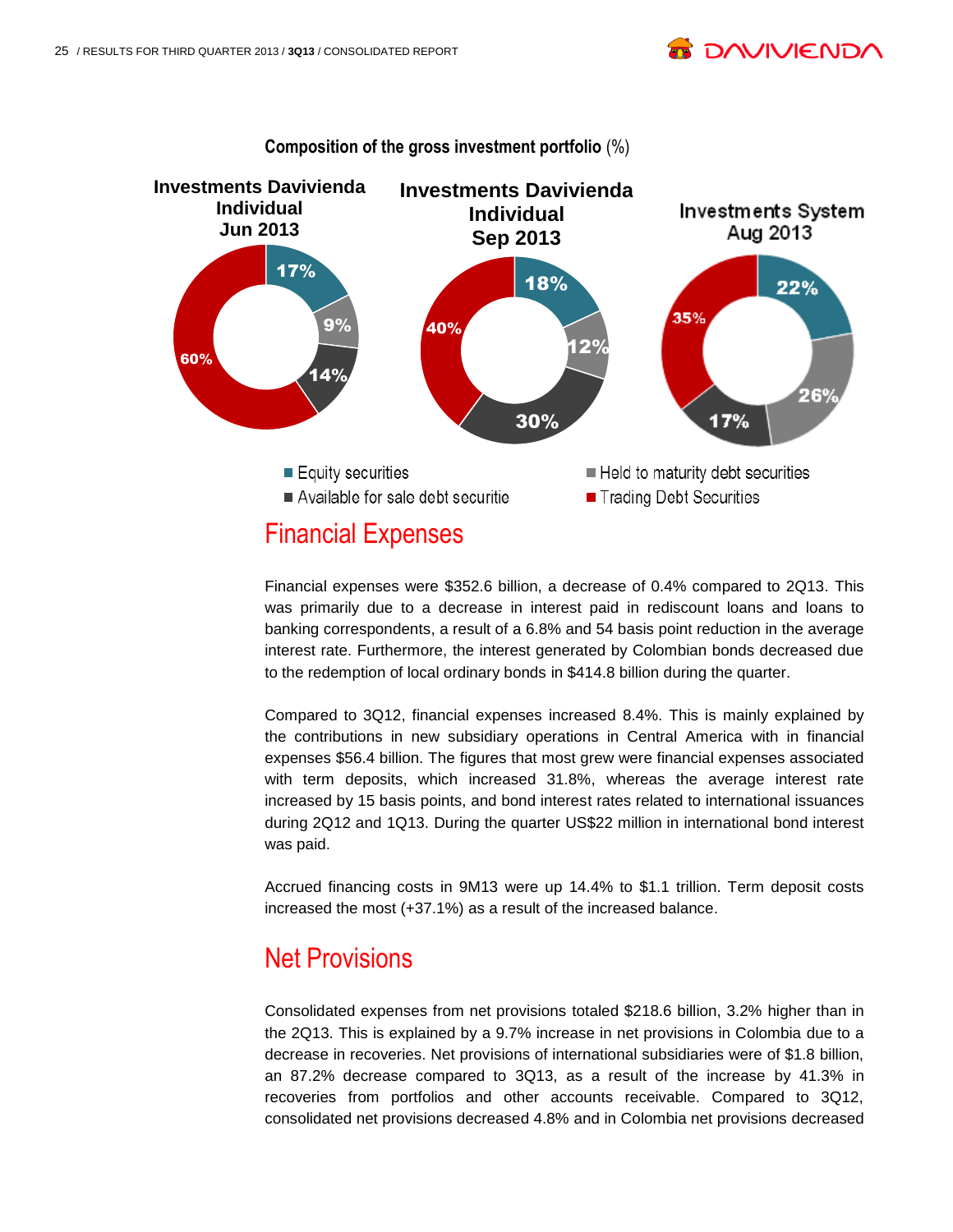**Composition of the gross investment portfolio** (%)

| | Investments Davivienda Individual Jun 2013 | Investments Davivienda Individual Sep 2013 | Investments System Aug 2013 |
|---|---|---|---|
| Equity securities | 17% | 18% | 22% |
| Held to maturity debt securities | 9% | 12% | 26% |
| Available for sale debt securitie | 14% | 30% | 17% |
| Trading Debt Securities | 60% | 40% | 35% |

## Financial Expenses

Financial expenses were $352.6 billion, a decrease of 0.4% compared to 2Q13. This was primarily due to a decrease in interest paid in rediscount loans and loans to banking correspondents, a result of a 6.8% and 54 basis point reduction in the average interest rate. Furthermore, the interest generated by Colombian bonds decreased due to the redemption of local ordinary bonds in $414.8 billion during the quarter.

Compared to 3Q12, financial expenses increased 8.4%. This is mainly explained by the contributions in new subsidiary operations in Central America with in financial expenses $56.4 billion. The figures that most grew were financial expenses associated with term deposits, which increased 31.8%, whereas the average interest rate increased by 15 basis points, and bond interest rates related to international issuances during 2Q12 and 1Q13. During the quarter US$22 million in international bond interest was paid.

Accrued financing costs in 9M13 were up 14.4% to $1.1 trillion. Term deposit costs increased the most (+37.1%) as a result of the increased balance.

## Net Provisions

Consolidated expenses from net provisions totaled $218.6 billion, 3.2% higher than in the 2Q13. This is explained by a 9.7% increase in net provisions in Colombia due to a decrease in recoveries. Net provisions of international subsidiaries were of $1.8 billion, an 87.2% decrease compared to 3Q13, as a result of the increase by 41.3% in recoveries from portfolios and other accounts receivable. Compared to 3Q12, consolidated net provisions decreased 4.8% and in Colombia net provisions decreased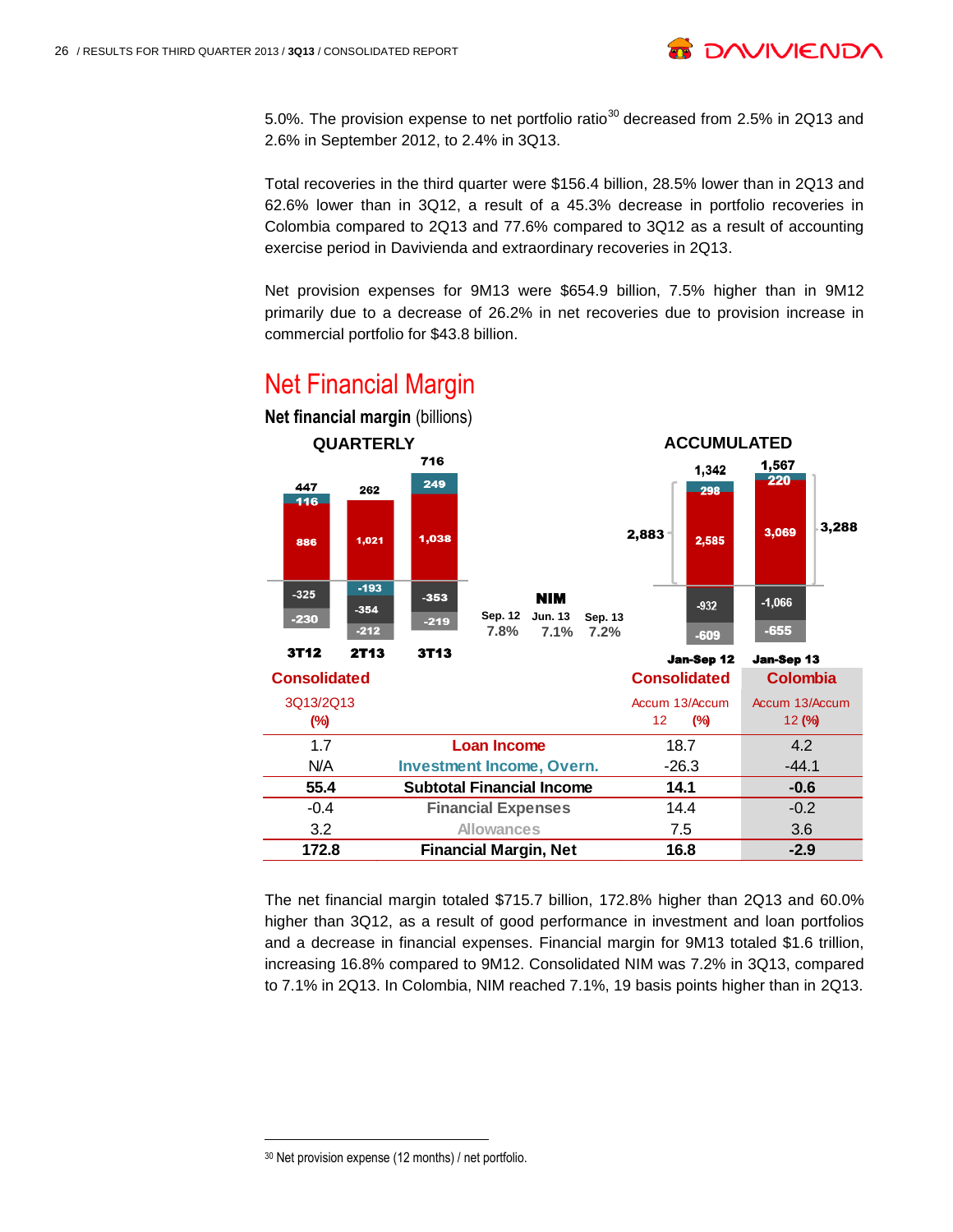5.0%. The provision expense to net portfolio ratio[30] decreased from 2.5% in 2Q13 and 2.6% in September 2012, to 2.4% in 3Q13.

Total recoveries in the third quarter were $156.4 billion, 28.5% lower than in 2Q13 and 62.6% lower than in 3Q12, a result of a 45.3% decrease in portfolio recoveries in Colombia compared to 2Q13 and 77.6% compared to 3Q12 as a result of accounting exercise period in Davivienda and extraordinary recoveries in 2Q13.

Net provision expenses for 9M13 were $654.9 billion, 7.5% higher than in 9M12 primarily due to a decrease of 26.2% in net recoveries due to provision increase in commercial portfolio for $43.8 billion.

## Net Financial Margin

**Net financial margin** (billions)

**QUARTERLY**

| | 3T12 | 2T13 | 3T13 |
|---|---|---|---|
| Total | 447 | 262 | 716 |
| Investment Income, Overn. | 116 | -193 | 249 |
| Loan Income | 886 | 1,021 | 1,038 |
| Financial Expenses | -325 | -354 | -353 |
| Allowances | -230 | -212 | -219 |

**NIM**

| Sep. 12 | Jun. 13 | Sep. 13 |
|---|---|---|
| 7.8% | 7.1% | 7.2% |

**ACCUMULATED**

| | Jan-Sep 12 | Jan-Sep 13 |
|---|---|---|
| Total | 1,342 | 1,567 |
| Subtotal Financial Income | 2,883 | 3,288 |
| Investment Income, Overn. | 298 | 220 |
| Loan Income | 2,585 | 3,069 |
| Financial Expenses | -932 | -1,066 |
| Allowances | -609 | -655 |

| Consolidated 3Q13/2Q13 (%) | | Consolidated Accum 13/Accum 12 (%) | Colombia Accum 13/Accum 12 (%) |
|---|---|---|---|
| 1.7 | Loan Income | 18.7 | 4.2 |
| N/A | Investment Income, Overn. | -26.3 | -44.1 |
| **55.4** | **Subtotal Financial Income** | **14.1** | **-0.6** |
| -0.4 | Financial Expenses | 14.4 | -0.2 |
| 3.2 | Allowances | 7.5 | 3.6 |
| **172.8** | **Financial Margin, Net** | **16.8** | **-2.9** |

The net financial margin totaled $715.7 billion, 172.8% higher than 2Q13 and 60.0% higher than 3Q12, as a result of good performance in investment and loan portfolios and a decrease in financial expenses. Financial margin for 9M13 totaled $1.6 trillion, increasing 16.8% compared to 9M12. Consolidated NIM was 7.2% in 3Q13, compared to 7.1% in 2Q13. In Colombia, NIM reached 7.1%, 19 basis points higher than in 2Q13.

---

[30] Net provision expense (12 months) / net portfolio.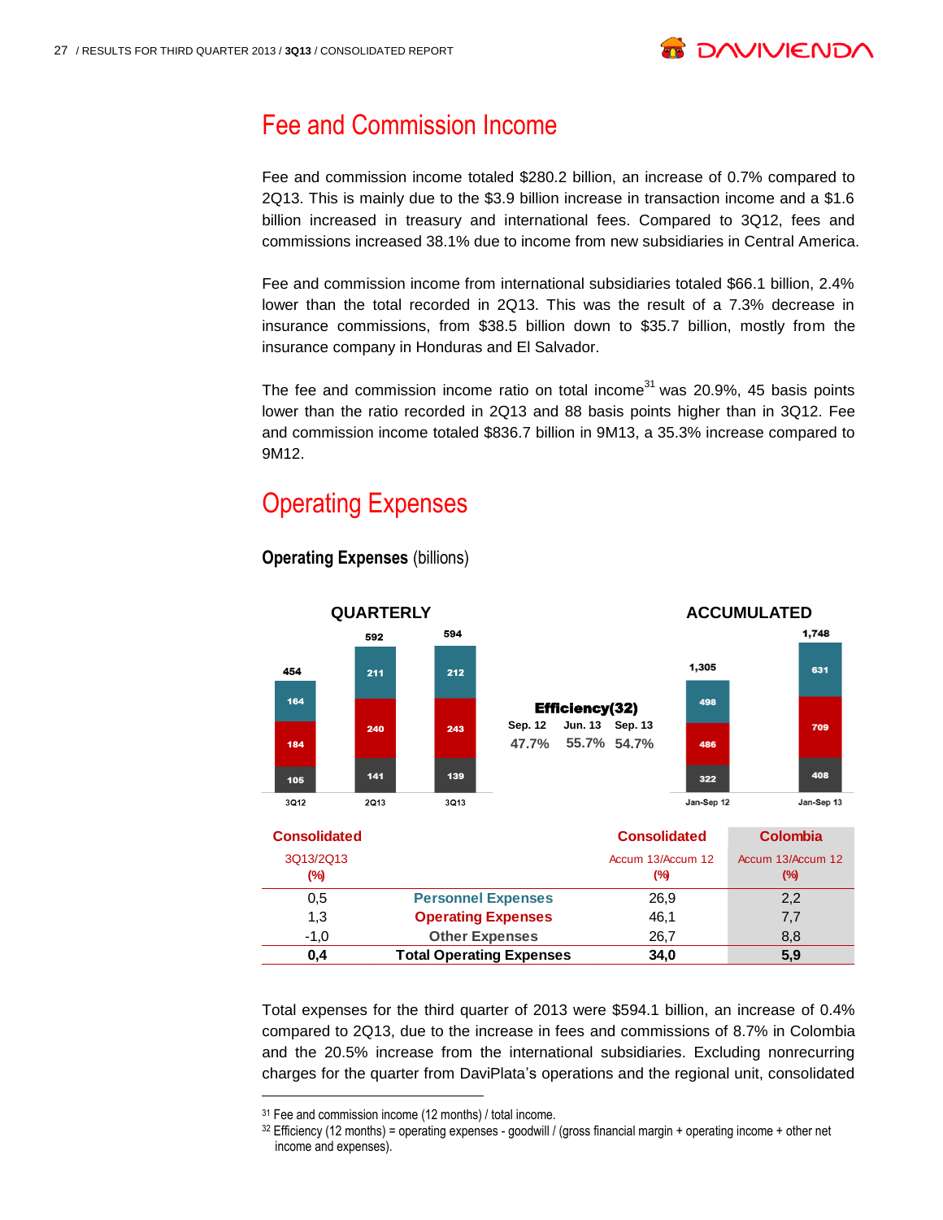# Fee and Commission Income

Fee and commission income totaled $280.2 billion, an increase of 0.7% compared to 2Q13. This is mainly due to the $3.9 billion increase in transaction income and a $1.6 billion increased in treasury and international fees. Compared to 3Q12, fees and commissions increased 38.1% due to income from new subsidiaries in Central America.

Fee and commission income from international subsidiaries totaled $66.1 billion, 2.4% lower than the total recorded in 2Q13. This was the result of a 7.3% decrease in insurance commissions, from $38.5 billion down to $35.7 billion, mostly from the insurance company in Honduras and El Salvador.

The fee and commission income ratio on total income[31] was 20.9%, 45 basis points lower than the ratio recorded in 2Q13 and 88 basis points higher than in 3Q12. Fee and commission income totaled $836.7 billion in 9M13, a 35.3% increase compared to 9M12.

# Operating Expenses

**Operating Expenses** (billions)

**QUARTERLY**

| | 3Q12 | 2Q13 | 3Q13 |
|---|---|---|---|
| Personnel Expenses | 164 | 211 | 212 |
| Operating Expenses | 184 | 240 | 243 |
| Other Expenses | 105 | 141 | 139 |
| Total | 454 | 592 | 594 |

**Efficiency(32)**

| Sep. 12 | Jun. 13 | Sep. 13 |
|---|---|---|
| 47.7% | 55.7% | 54.7% |

**ACCUMULATED**

| | Jan-Sep 12 | Jan-Sep 13 |
|---|---|---|
| Personnel Expenses | 498 | 631 |
| Operating Expenses | 486 | 709 |
| Other Expenses | 322 | 408 |
| Total | 1,305 | 1,748 |

| Consolidated 3Q13/2Q13 (%) | | Consolidated Accum 13/Accum 12 (%) | Colombia Accum 13/Accum 12 (%) |
|---|---|---|---|
| 0,5 | Personnel Expenses | 26,9 | 2,2 |
| 1,3 | Operating Expenses | 46,1 | 7,7 |
| -1,0 | Other Expenses | 26,7 | 8,8 |
| **0,4** | **Total Operating Expenses** | **34,0** | **5,9** |

Total expenses for the third quarter of 2013 were $594.1 billion, an increase of 0.4% compared to 2Q13, due to the increase in fees and commissions of 8.7% in Colombia and the 20.5% increase from the international subsidiaries. Excluding nonrecurring charges for the quarter from DaviPlata's operations and the regional unit, consolidated

---

[31] Fee and commission income (12 months) / total income.

[32] Efficiency (12 months) = operating expenses - goodwill / (gross financial margin + operating income + other net income and expenses).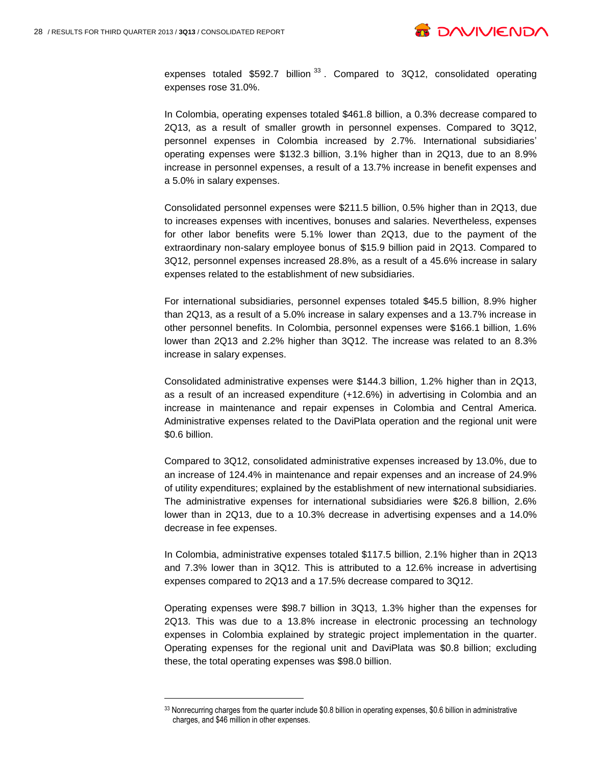expenses totaled $592.7 billion [33]. Compared to 3Q12, consolidated operating expenses rose 31.0%.

In Colombia, operating expenses totaled $461.8 billion, a 0.3% decrease compared to 2Q13, as a result of smaller growth in personnel expenses. Compared to 3Q12, personnel expenses in Colombia increased by 2.7%. International subsidiaries' operating expenses were $132.3 billion, 3.1% higher than in 2Q13, due to an 8.9% increase in personnel expenses, a result of a 13.7% increase in benefit expenses and a 5.0% in salary expenses.

Consolidated personnel expenses were $211.5 billion, 0.5% higher than in 2Q13, due to increases expenses with incentives, bonuses and salaries. Nevertheless, expenses for other labor benefits were 5.1% lower than 2Q13, due to the payment of the extraordinary non-salary employee bonus of $15.9 billion paid in 2Q13. Compared to 3Q12, personnel expenses increased 28.8%, as a result of a 45.6% increase in salary expenses related to the establishment of new subsidiaries.

For international subsidiaries, personnel expenses totaled $45.5 billion, 8.9% higher than 2Q13, as a result of a 5.0% increase in salary expenses and a 13.7% increase in other personnel benefits. In Colombia, personnel expenses were $166.1 billion, 1.6% lower than 2Q13 and 2.2% higher than 3Q12. The increase was related to an 8.3% increase in salary expenses.

Consolidated administrative expenses were $144.3 billion, 1.2% higher than in 2Q13, as a result of an increased expenditure (+12.6%) in advertising in Colombia and an increase in maintenance and repair expenses in Colombia and Central America. Administrative expenses related to the DaviPlata operation and the regional unit were $0.6 billion.

Compared to 3Q12, consolidated administrative expenses increased by 13.0%, due to an increase of 124.4% in maintenance and repair expenses and an increase of 24.9% of utility expenditures; explained by the establishment of new international subsidiaries. The administrative expenses for international subsidiaries were $26.8 billion, 2.6% lower than in 2Q13, due to a 10.3% decrease in advertising expenses and a 14.0% decrease in fee expenses.

In Colombia, administrative expenses totaled $117.5 billion, 2.1% higher than in 2Q13 and 7.3% lower than in 3Q12. This is attributed to a 12.6% increase in advertising expenses compared to 2Q13 and a 17.5% decrease compared to 3Q12.

Operating expenses were $98.7 billion in 3Q13, 1.3% higher than the expenses for 2Q13. This was due to a 13.8% increase in electronic processing an technology expenses in Colombia explained by strategic project implementation in the quarter. Operating expenses for the regional unit and DaviPlata was $0.8 billion; excluding these, the total operating expenses was $98.0 billion.

---

[33] Nonrecurring charges from the quarter include $0.8 billion in operating expenses, $0.6 billion in administrative charges, and $46 million in other expenses.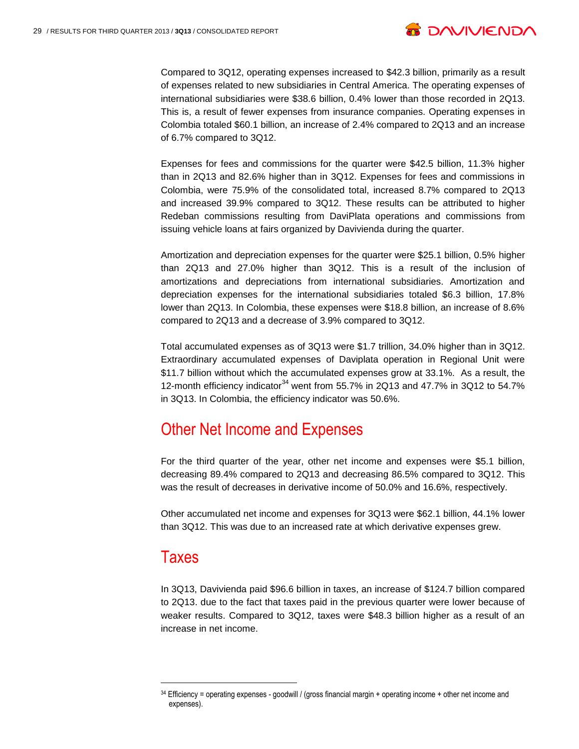Compared to 3Q12, operating expenses increased to $42.3 billion, primarily as a result of expenses related to new subsidiaries in Central America. The operating expenses of international subsidiaries were $38.6 billion, 0.4% lower than those recorded in 2Q13. This is, a result of fewer expenses from insurance companies. Operating expenses in Colombia totaled $60.1 billion, an increase of 2.4% compared to 2Q13 and an increase of 6.7% compared to 3Q12.

Expenses for fees and commissions for the quarter were $42.5 billion, 11.3% higher than in 2Q13 and 82.6% higher than in 3Q12. Expenses for fees and commissions in Colombia, were 75.9% of the consolidated total, increased 8.7% compared to 2Q13 and increased 39.9% compared to 3Q12. These results can be attributed to higher Redeban commissions resulting from DaviPlata operations and commissions from issuing vehicle loans at fairs organized by Davivienda during the quarter.

Amortization and depreciation expenses for the quarter were $25.1 billion, 0.5% higher than 2Q13 and 27.0% higher than 3Q12. This is a result of the inclusion of amortizations and depreciations from international subsidiaries. Amortization and depreciation expenses for the international subsidiaries totaled $6.3 billion, 17.8% lower than 2Q13. In Colombia, these expenses were $18.8 billion, an increase of 8.6% compared to 2Q13 and a decrease of 3.9% compared to 3Q12.

Total accumulated expenses as of 3Q13 were $1.7 trillion, 34.0% higher than in 3Q12. Extraordinary accumulated expenses of Daviplata operation in Regional Unit were $11.7 billion without which the accumulated expenses grow at 33.1%. As a result, the 12-month efficiency indicator[34] went from 55.7% in 2Q13 and 47.7% in 3Q12 to 54.7% in 3Q13. In Colombia, the efficiency indicator was 50.6%.

## Other Net Income and Expenses

For the third quarter of the year, other net income and expenses were $5.1 billion, decreasing 89.4% compared to 2Q13 and decreasing 86.5% compared to 3Q12. This was the result of decreases in derivative income of 50.0% and 16.6%, respectively.

Other accumulated net income and expenses for 3Q13 were $62.1 billion, 44.1% lower than 3Q12. This was due to an increased rate at which derivative expenses grew.

## Taxes

In 3Q13, Davivienda paid $96.6 billion in taxes, an increase of $124.7 billion compared to 2Q13. due to the fact that taxes paid in the previous quarter were lower because of weaker results. Compared to 3Q12, taxes were $48.3 billion higher as a result of an increase in net income.

---

[34] Efficiency = operating expenses - goodwill / (gross financial margin + operating income + other net income and expenses).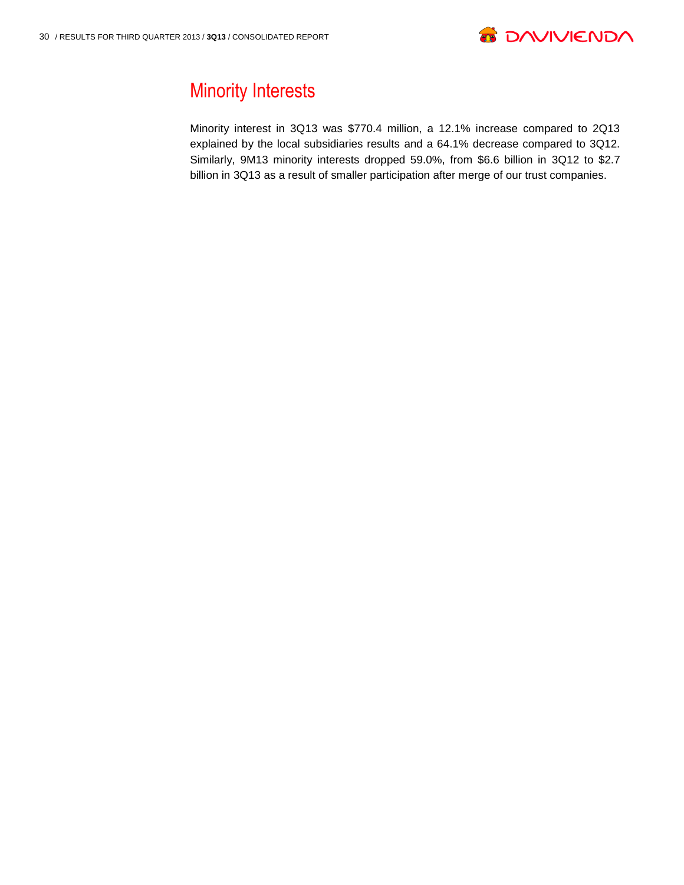## Minority Interests

Minority interest in 3Q13 was $770.4 million, a 12.1% increase compared to 2Q13 explained by the local subsidiaries results and a 64.1% decrease compared to 3Q12. Similarly, 9M13 minority interests dropped 59.0%, from $6.6 billion in 3Q12 to $2.7 billion in 3Q13 as a result of smaller participation after merge of our trust companies.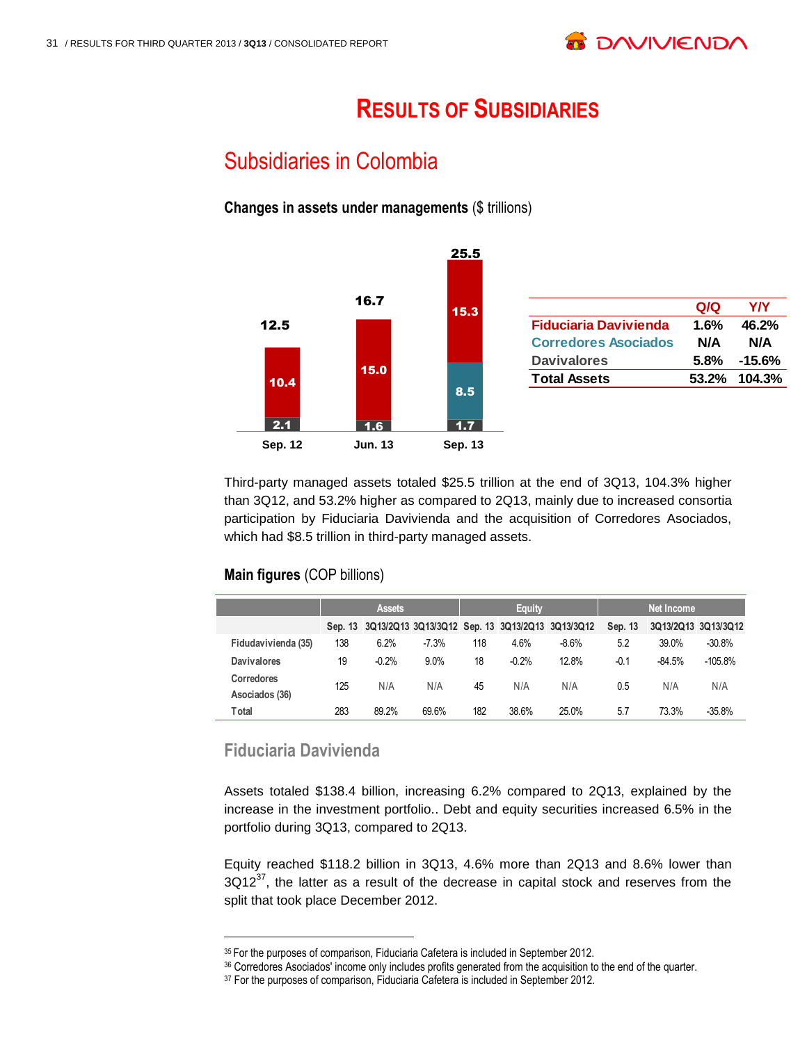# RESULTS OF SUBSIDIARIES

## Subsidiaries in Colombia

### **Changes in assets under managements** ($ trillions)

| | Sep. 12 | Jun. 13 | Sep. 13 |
|---|---|---|---|
| Fiduciaria Davivienda | 10.4 | 15.0 | 15.3 |
| Corredores Asociados | | | 8.5 |
| Davivalores | 2.1 | 1.6 | 1.7 |
| Total | 12.5 | 16.7 | 25.5 |

| | Q/Q | Y/Y |
|---|---|---|
| Fiduciaria Davivienda | 1.6% | 46.2% |
| Corredores Asociados | N/A | N/A |
| Davivalores | 5.8% | -15.6% |
| **Total Assets** | **53.2%** | **104.3%** |

Third-party managed assets totaled $25.5 trillion at the end of 3Q13, 104.3% higher than 3Q12, and 53.2% higher as compared to 2Q13, mainly due to increased consortia participation by Fiduciaria Davivienda and the acquisition of Corredores Asociados, which had $8.5 trillion in third-party managed assets.

### **Main figures** (COP billions)

| | Assets | | | Equity | | | Net Income | | |
|---|---|---|---|---|---|---|---|---|---|
| | Sep. 13 | 3Q13/2Q13 | 3Q13/3Q12 | Sep. 13 | 3Q13/2Q13 | 3Q13/3Q12 | Sep. 13 | 3Q13/2Q13 | 3Q13/3Q12 |
| Fidudavivienda (35) | 138 | 6.2% | -7.3% | 118 | 4.6% | -8.6% | 5.2 | 39.0% | -30.8% |
| Davivalores | 19 | -0.2% | 9.0% | 18 | -0.2% | 12.8% | -0.1 | -84.5% | -105.8% |
| Corredores Asociados (36) | 125 | N/A | N/A | 45 | N/A | N/A | 0.5 | N/A | N/A |
| Total | 283 | 89.2% | 69.6% | 182 | 38.6% | 25.0% | 5.7 | 73.3% | -35.8% |

### Fiduciaria Davivienda

Assets totaled $138.4 billion, increasing 6.2% compared to 2Q13, explained by the increase in the investment portfolio.. Debt and equity securities increased 6.5% in the portfolio during 3Q13, compared to 2Q13.

Equity reached $118.2 billion in 3Q13, 4.6% more than 2Q13 and 8.6% lower than 3Q12[37], the latter as a result of the decrease in capital stock and reserves from the split that took place December 2012.

---

[35] For the purposes of comparison, Fiduciaria Cafetera is included in September 2012.
[36] Corredores Asociados' income only includes profits generated from the acquisition to the end of the quarter.
[37] For the purposes of comparison, Fiduciaria Cafetera is included in September 2012.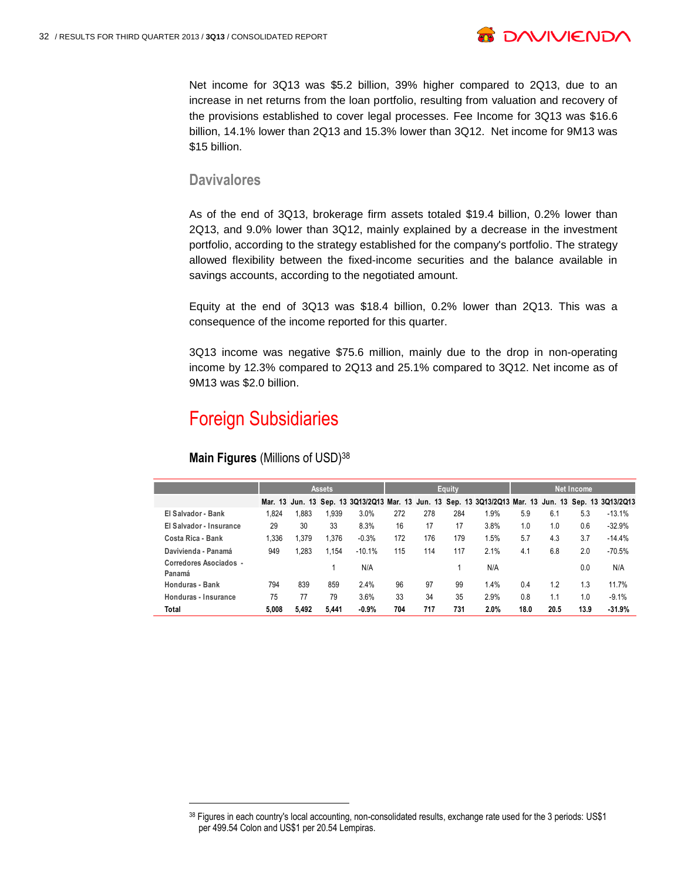Net income for 3Q13 was $5.2 billion, 39% higher compared to 2Q13, due to an increase in net returns from the loan portfolio, resulting from valuation and recovery of the provisions established to cover legal processes. Fee Income for 3Q13 was $16.6 billion, 14.1% lower than 2Q13 and 15.3% lower than 3Q12. Net income for 9M13 was $15 billion.

### Davivalores

As of the end of 3Q13, brokerage firm assets totaled $19.4 billion, 0.2% lower than 2Q13, and 9.0% lower than 3Q12, mainly explained by a decrease in the investment portfolio, according to the strategy established for the company's portfolio. The strategy allowed flexibility between the fixed-income securities and the balance available in savings accounts, according to the negotiated amount.

Equity at the end of 3Q13 was $18.4 billion, 0.2% lower than 2Q13. This was a consequence of the income reported for this quarter.

3Q13 income was negative $75.6 million, mainly due to the drop in non-operating income by 12.3% compared to 2Q13 and 25.1% compared to 3Q12. Net income as of 9M13 was $2.0 billion.

## Foreign Subsidiaries

**Main Figures** (Millions of USD)[38]

| | Assets | | | | Equity | | | | Net Income | | | |
|---|---|---|---|---|---|---|---|---|---|---|---|---|
| | Mar. 13 | Jun. 13 | Sep. 13 | 3Q13/2Q13 | Mar. 13 | Jun. 13 | Sep. 13 | 3Q13/2Q13 | Mar. 13 | Jun. 13 | Sep. 13 | 3Q13/2Q13 |
| El Salvador - Bank | 1,824 | 1,883 | 1,939 | 3.0% | 272 | 278 | 284 | 1.9% | 5.9 | 6.1 | 5.3 | -13.1% |
| El Salvador - Insurance | 29 | 30 | 33 | 8.3% | 16 | 17 | 17 | 3.8% | 1.0 | 1.0 | 0.6 | -32.9% |
| Costa Rica - Bank | 1,336 | 1,379 | 1,376 | -0.3% | 172 | 176 | 179 | 1.5% | 5.7 | 4.3 | 3.7 | -14.4% |
| Davivienda - Panamá | 949 | 1,283 | 1,154 | -10.1% | 115 | 114 | 117 | 2.1% | 4.1 | 6.8 | 2.0 | -70.5% |
| Corredores Asociados - Panamá | | | 1 | N/A | | | 1 | N/A | | | 0.0 | N/A |
| Honduras - Bank | 794 | 839 | 859 | 2.4% | 96 | 97 | 99 | 1.4% | 0.4 | 1.2 | 1.3 | 11.7% |
| Honduras - Insurance | 75 | 77 | 79 | 3.6% | 33 | 34 | 35 | 2.9% | 0.8 | 1.1 | 1.0 | -9.1% |
| **Total** | **5,008** | **5,492** | **5,441** | **-0.9%** | **704** | **717** | **731** | **2.0%** | **18.0** | **20.5** | **13.9** | **-31.9%** |

[38] Figures in each country's local accounting, non-consolidated results, exchange rate used for the 3 periods: US$1 per 499.54 Colon and US$1 per 20.54 Lempiras.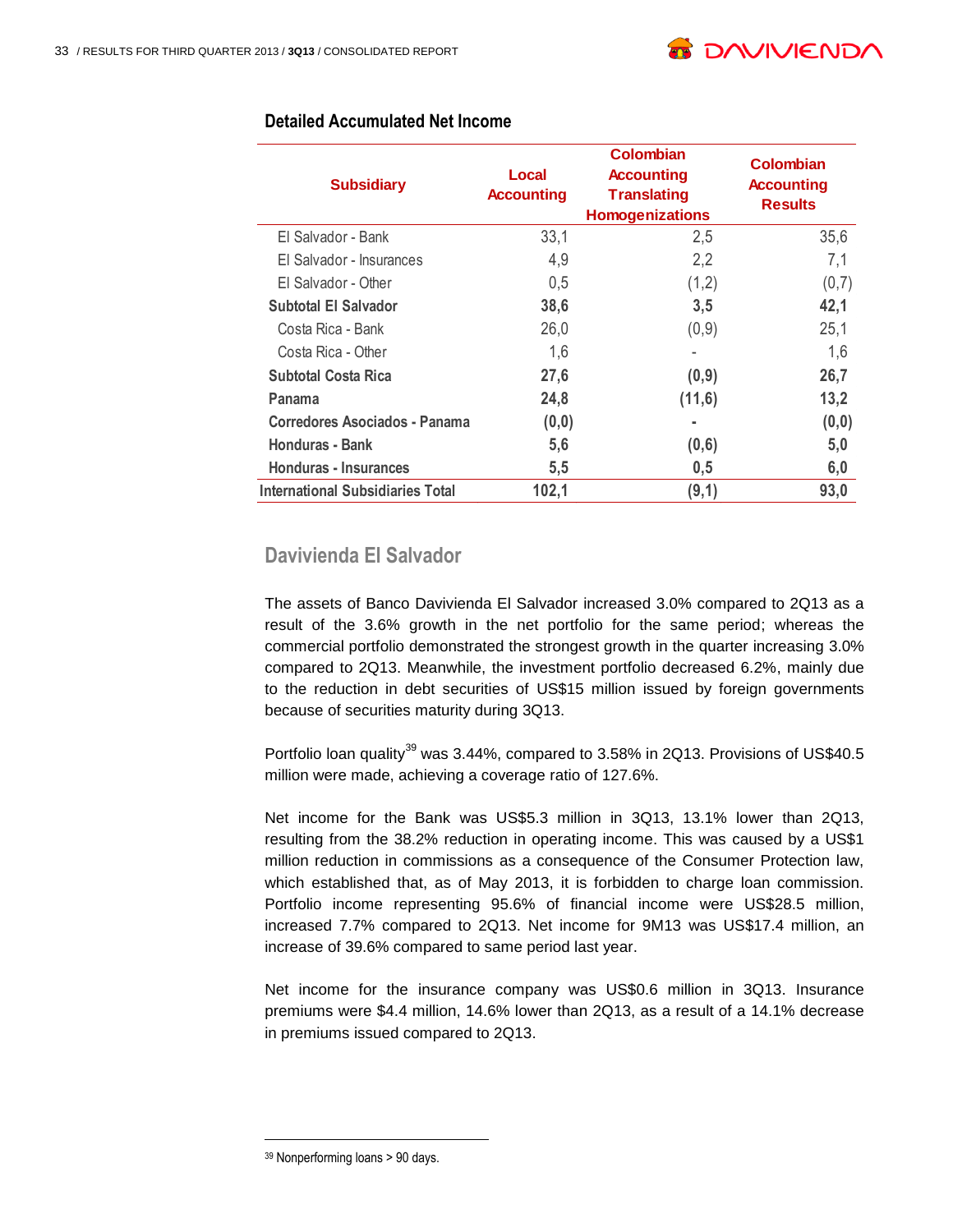### Detailed Accumulated Net Income

| Subsidiary | Local Accounting | Colombian Accounting Translating Homogenizations | Colombian Accounting Results |
|---|---|---|---|
| El Salvador - Bank | 33,1 | 2,5 | 35,6 |
| El Salvador - Insurances | 4,9 | 2,2 | 7,1 |
| El Salvador - Other | 0,5 | (1,2) | (0,7) |
| **Subtotal El Salvador** | **38,6** | **3,5** | **42,1** |
| Costa Rica - Bank | 26,0 | (0,9) | 25,1 |
| Costa Rica - Other | 1,6 | - | 1,6 |
| **Subtotal Costa Rica** | **27,6** | **(0,9)** | **26,7** |
| **Panama** | **24,8** | **(11,6)** | **13,2** |
| **Corredores Asociados - Panama** | **(0,0)** | **-** | **(0,0)** |
| **Honduras - Bank** | **5,6** | **(0,6)** | **5,0** |
| **Honduras - Insurances** | **5,5** | **0,5** | **6,0** |
| **International Subsidiaries Total** | **102,1** | **(9,1)** | **93,0** |

## Davivienda El Salvador

The assets of Banco Davivienda El Salvador increased 3.0% compared to 2Q13 as a result of the 3.6% growth in the net portfolio for the same period; whereas the commercial portfolio demonstrated the strongest growth in the quarter increasing 3.0% compared to 2Q13. Meanwhile, the investment portfolio decreased 6.2%, mainly due to the reduction in debt securities of US$15 million issued by foreign governments because of securities maturity during 3Q13.

Portfolio loan quality[39] was 3.44%, compared to 3.58% in 2Q13. Provisions of US$40.5 million were made, achieving a coverage ratio of 127.6%.

Net income for the Bank was US$5.3 million in 3Q13, 13.1% lower than 2Q13, resulting from the 38.2% reduction in operating income. This was caused by a US$1 million reduction in commissions as a consequence of the Consumer Protection law, which established that, as of May 2013, it is forbidden to charge loan commission. Portfolio income representing 95.6% of financial income were US$28.5 million, increased 7.7% compared to 2Q13. Net income for 9M13 was US$17.4 million, an increase of 39.6% compared to same period last year.

Net income for the insurance company was US$0.6 million in 3Q13. Insurance premiums were $4.4 million, 14.6% lower than 2Q13, as a result of a 14.1% decrease in premiums issued compared to 2Q13.

[39] Nonperforming loans > 90 days.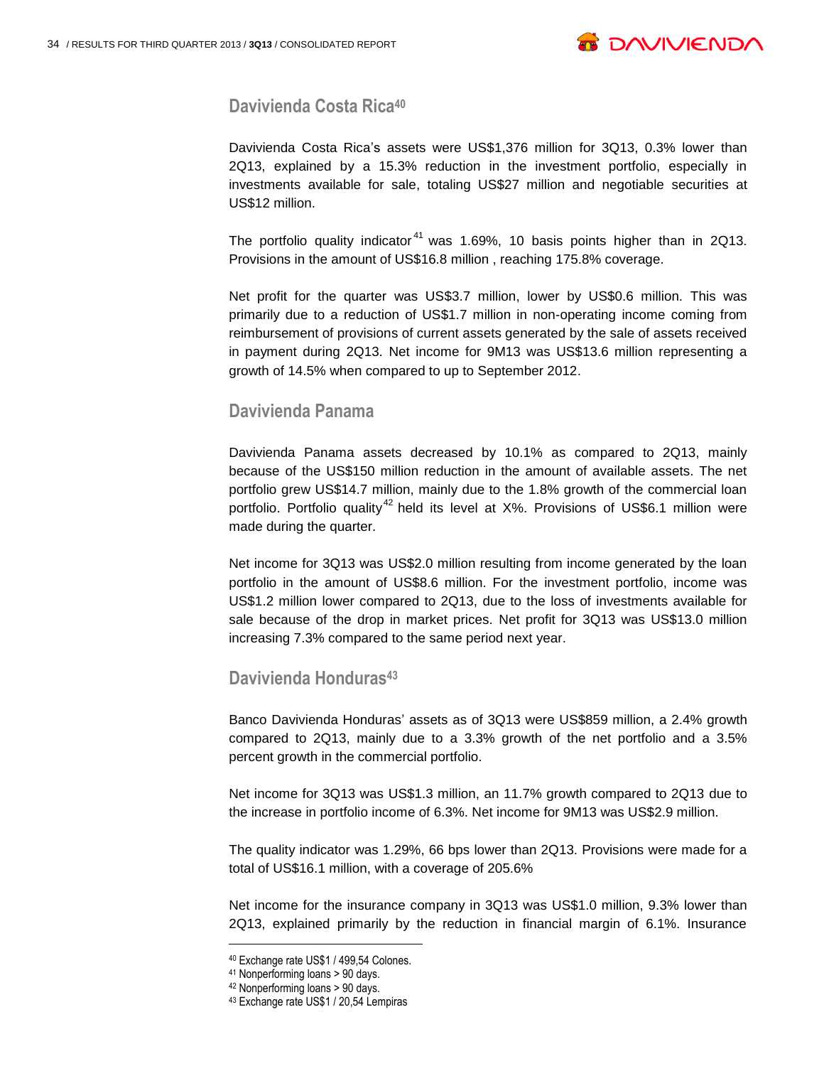## Davivienda Costa Rica[40]

Davivienda Costa Rica's assets were US$1,376 million for 3Q13, 0.3% lower than 2Q13, explained by a 15.3% reduction in the investment portfolio, especially in investments available for sale, totaling US$27 million and negotiable securities at US$12 million.

The portfolio quality indicator[41] was 1.69%, 10 basis points higher than in 2Q13. Provisions in the amount of US$16.8 million , reaching 175.8% coverage.

Net profit for the quarter was US$3.7 million, lower by US$0.6 million. This was primarily due to a reduction of US$1.7 million in non-operating income coming from reimbursement of provisions of current assets generated by the sale of assets received in payment during 2Q13. Net income for 9M13 was US$13.6 million representing a growth of 14.5% when compared to up to September 2012.

## Davivienda Panama

Davivienda Panama assets decreased by 10.1% as compared to 2Q13, mainly because of the US$150 million reduction in the amount of available assets. The net portfolio grew US$14.7 million, mainly due to the 1.8% growth of the commercial loan portfolio. Portfolio quality[42] held its level at X%. Provisions of US$6.1 million were made during the quarter.

Net income for 3Q13 was US$2.0 million resulting from income generated by the loan portfolio in the amount of US$8.6 million. For the investment portfolio, income was US$1.2 million lower compared to 2Q13, due to the loss of investments available for sale because of the drop in market prices. Net profit for 3Q13 was US$13.0 million increasing 7.3% compared to the same period next year.

## Davivienda Honduras[43]

Banco Davivienda Honduras' assets as of 3Q13 were US$859 million, a 2.4% growth compared to 2Q13, mainly due to a 3.3% growth of the net portfolio and a 3.5% percent growth in the commercial portfolio.

Net income for 3Q13 was US$1.3 million, an 11.7% growth compared to 2Q13 due to the increase in portfolio income of 6.3%. Net income for 9M13 was US$2.9 million.

The quality indicator was 1.29%, 66 bps lower than 2Q13. Provisions were made for a total of US$16.1 million, with a coverage of 205.6%

Net income for the insurance company in 3Q13 was US$1.0 million, 9.3% lower than 2Q13, explained primarily by the reduction in financial margin of 6.1%. Insurance

---

[40] Exchange rate US$1 / 499,54 Colones.

[41] Nonperforming loans > 90 days.

[42] Nonperforming loans > 90 days.

[43] Exchange rate US$1 / 20,54 Lempiras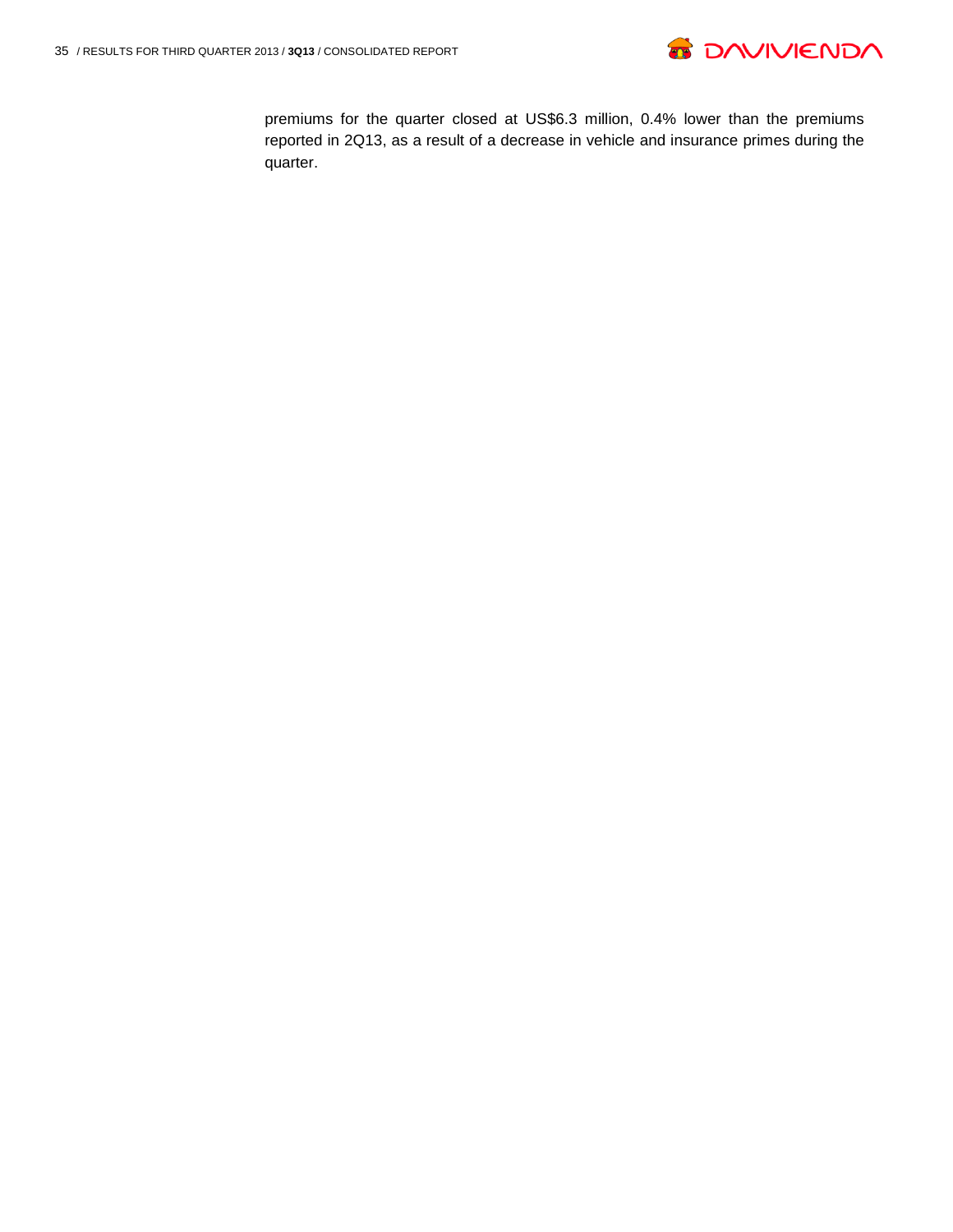premiums for the quarter closed at US$6.3 million, 0.4% lower than the premiums reported in 2Q13, as a result of a decrease in vehicle and insurance primes during the quarter.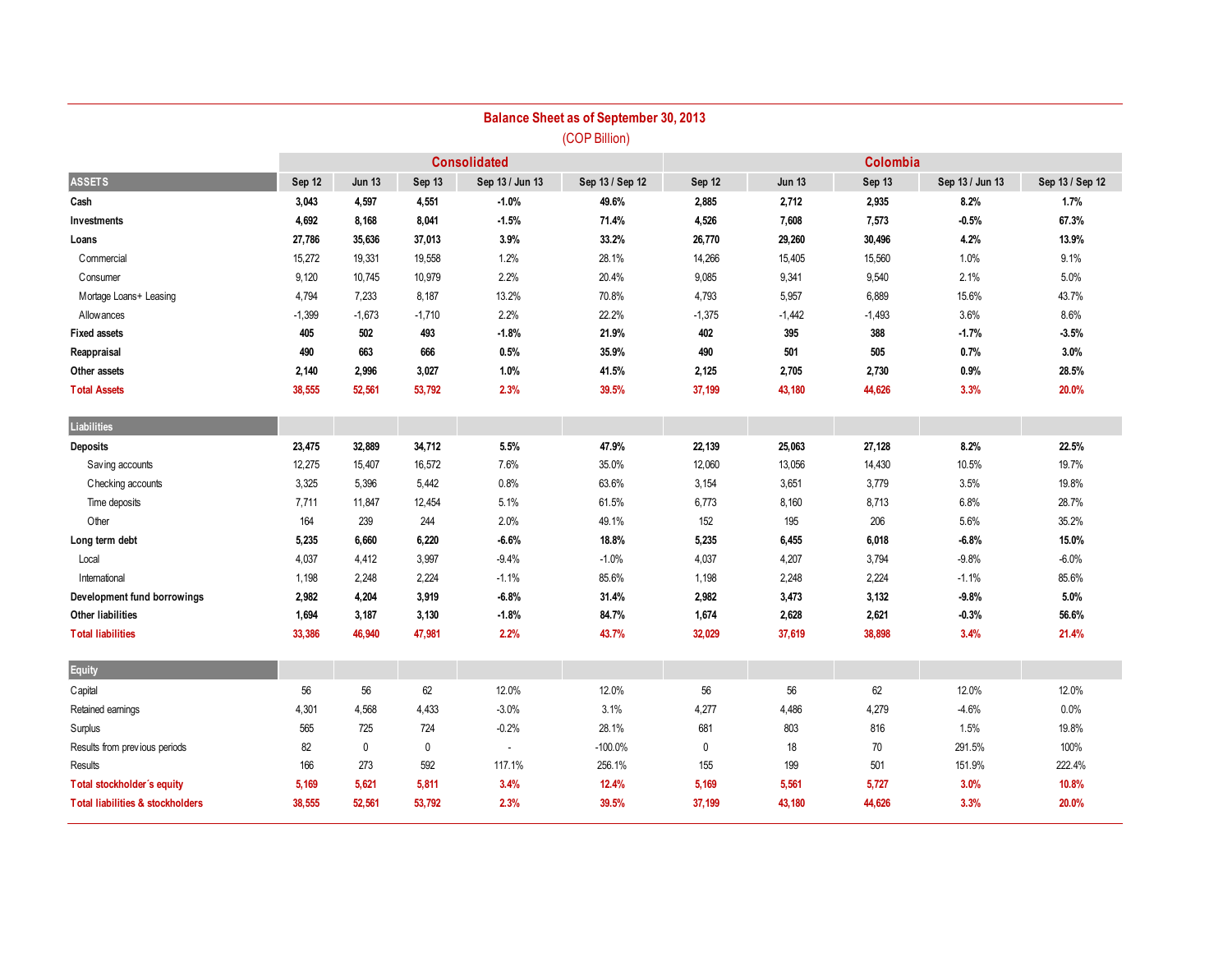## Balance Sheet as of September 30, 2013

(COP Billion)

| | Consolidated | | | | | Colombia | | | | |
|---|---|---|---|---|---|---|---|---|---|---|
| **ASSETS** | **Sep 12** | **Jun 13** | **Sep 13** | **Sep 13 / Jun 13** | **Sep 13 / Sep 12** | **Sep 12** | **Jun 13** | **Sep 13** | **Sep 13 / Jun 13** | **Sep 13 / Sep 12** |
| **Cash** | **3,043** | **4,597** | **4,551** | **-1.0%** | **49.6%** | **2,885** | **2,712** | **2,935** | **8.2%** | **1.7%** |
| **Investments** | **4,692** | **8,168** | **8,041** | **-1.5%** | **71.4%** | **4,526** | **7,608** | **7,573** | **-0.5%** | **67.3%** |
| **Loans** | **27,786** | **35,636** | **37,013** | **3.9%** | **33.2%** | **26,770** | **29,260** | **30,496** | **4.2%** | **13.9%** |
| Commercial | 15,272 | 19,331 | 19,558 | 1.2% | 28.1% | 14,266 | 15,405 | 15,560 | 1.0% | 9.1% |
| Consumer | 9,120 | 10,745 | 10,979 | 2.2% | 20.4% | 9,085 | 9,341 | 9,540 | 2.1% | 5.0% |
| Mortage Loans+ Leasing | 4,794 | 7,233 | 8,187 | 13.2% | 70.8% | 4,793 | 5,957 | 6,889 | 15.6% | 43.7% |
| Allowances | -1,399 | -1,673 | -1,710 | 2.2% | 22.2% | -1,375 | -1,442 | -1,493 | 3.6% | 8.6% |
| **Fixed assets** | **405** | **502** | **493** | **-1.8%** | **21.9%** | **402** | **395** | **388** | **-1.7%** | **-3.5%** |
| **Reappraisal** | **490** | **663** | **666** | **0.5%** | **35.9%** | **490** | **501** | **505** | **0.7%** | **3.0%** |
| **Other assets** | **2,140** | **2,996** | **3,027** | **1.0%** | **41.5%** | **2,125** | **2,705** | **2,730** | **0.9%** | **28.5%** |
| **Total Assets** | **38,555** | **52,561** | **53,792** | **2.3%** | **39.5%** | **37,199** | **43,180** | **44,626** | **3.3%** | **20.0%** |
| **Liabilities** | | | | | | | | | | |
| **Deposits** | **23,475** | **32,889** | **34,712** | **5.5%** | **47.9%** | **22,139** | **25,063** | **27,128** | **8.2%** | **22.5%** |
| Saving accounts | 12,275 | 15,407 | 16,572 | 7.6% | 35.0% | 12,060 | 13,056 | 14,430 | 10.5% | 19.7% |
| Checking accounts | 3,325 | 5,396 | 5,442 | 0.8% | 63.6% | 3,154 | 3,651 | 3,779 | 3.5% | 19.8% |
| Time deposits | 7,711 | 11,847 | 12,454 | 5.1% | 61.5% | 6,773 | 8,160 | 8,713 | 6.8% | 28.7% |
| Other | 164 | 239 | 244 | 2.0% | 49.1% | 152 | 195 | 206 | 5.6% | 35.2% |
| **Long term debt** | **5,235** | **6,660** | **6,220** | **-6.6%** | **18.8%** | **5,235** | **6,455** | **6,018** | **-6.8%** | **15.0%** |
| Local | 4,037 | 4,412 | 3,997 | -9.4% | -1.0% | 4,037 | 4,207 | 3,794 | -9.8% | -6.0% |
| International | 1,198 | 2,248 | 2,224 | -1.1% | 85.6% | 1,198 | 2,248 | 2,224 | -1.1% | 85.6% |
| **Development fund borrowings** | **2,982** | **4,204** | **3,919** | **-6.8%** | **31.4%** | **2,982** | **3,473** | **3,132** | **-9.8%** | **5.0%** |
| **Other liabilities** | **1,694** | **3,187** | **3,130** | **-1.8%** | **84.7%** | **1,674** | **2,628** | **2,621** | **-0.3%** | **56.6%** |
| **Total liabilities** | **33,386** | **46,940** | **47,981** | **2.2%** | **43.7%** | **32,029** | **37,619** | **38,898** | **3.4%** | **21.4%** |
| **Equity** | | | | | | | | | | |
| Capital | 56 | 56 | 62 | 12.0% | 12.0% | 56 | 56 | 62 | 12.0% | 12.0% |
| Retained earnings | 4,301 | 4,568 | 4,433 | -3.0% | 3.1% | 4,277 | 4,486 | 4,279 | -4.6% | 0.0% |
| Surplus | 565 | 725 | 724 | -0.2% | 28.1% | 681 | 803 | 816 | 1.5% | 19.8% |
| Results from previous periods | 82 | 0 | 0 | - | -100.0% | 0 | 18 | 70 | 291.5% | 100% |
| Results | 166 | 273 | 592 | 117.1% | 256.1% | 155 | 199 | 501 | 151.9% | 222.4% |
| **Total stockholder´s equity** | **5,169** | **5,621** | **5,811** | **3.4%** | **12.4%** | **5,169** | **5,561** | **5,727** | **3.0%** | **10.8%** |
| **Total liabilities & stockholders** | **38,555** | **52,561** | **53,792** | **2.3%** | **39.5%** | **37,199** | **43,180** | **44,626** | **3.3%** | **20.0%** |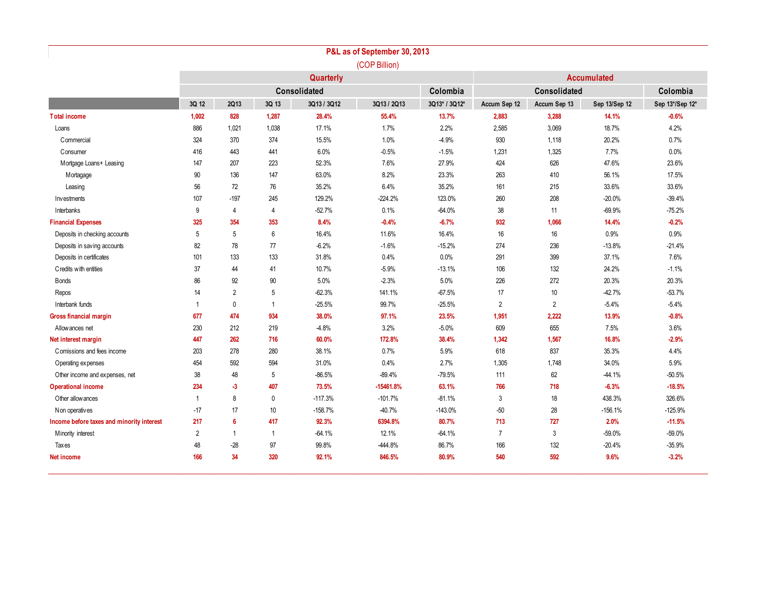# P&L as of September 30, 2013

(COP Billion)

| | Quarterly | | | | | | Accumulated | | | |
|---|---|---|---|---|---|---|---|---|---|---|
| | Consolidated | | | | | Colombia | Consolidated | | | Colombia |
| | 3Q 12 | 2Q13 | 3Q 13 | 3Q13 / 3Q12 | 3Q13 / 2Q13 | 3Q13* / 3Q12* | Accum Sep 12 | Accum Sep 13 | Sep 13/Sep 12 | Sep 13*/Sep 12* |
| **Total income** | **1,002** | **828** | **1,287** | **28.4%** | **55.4%** | **13.7%** | **2,883** | **3,288** | **14.1%** | **-0.6%** |
| Loans | 886 | 1,021 | 1,038 | 17.1% | 1.7% | 2.2% | 2,585 | 3,069 | 18.7% | 4.2% |
| Commercial | 324 | 370 | 374 | 15.5% | 1.0% | -4.9% | 930 | 1,118 | 20.2% | 0.7% |
| Consumer | 416 | 443 | 441 | 6.0% | -0.5% | -1.5% | 1,231 | 1,325 | 7.7% | 0.0% |
| Mortgage Loans+ Leasing | 147 | 207 | 223 | 52.3% | 7.6% | 27.9% | 424 | 626 | 47.6% | 23.6% |
| Mortgage | 90 | 136 | 147 | 63.0% | 8.2% | 23.3% | 263 | 410 | 56.1% | 17.5% |
| Leasing | 56 | 72 | 76 | 35.2% | 6.4% | 35.2% | 161 | 215 | 33.6% | 33.6% |
| Investments | 107 | -197 | 245 | 129.2% | -224.2% | 123.0% | 260 | 208 | -20.0% | -39.4% |
| Interbanks | 9 | 4 | 4 | -52.7% | 0.1% | -64.0% | 38 | 11 | -69.9% | -75.2% |
| **Financial Expenses** | **325** | **354** | **353** | **8.4%** | **-0.4%** | **-6.7%** | **932** | **1,066** | **14.4%** | **-0.2%** |
| Deposits in checking accounts | 5 | 5 | 6 | 16.4% | 11.6% | 16.4% | 16 | 16 | 0.9% | 0.9% |
| Deposits in saving accounts | 82 | 78 | 77 | -6.2% | -1.6% | -15.2% | 274 | 236 | -13.8% | -21.4% |
| Deposits in certificates | 101 | 133 | 133 | 31.8% | 0.4% | 0.0% | 291 | 399 | 37.1% | 7.6% |
| Credits with entities | 37 | 44 | 41 | 10.7% | -5.9% | -13.1% | 106 | 132 | 24.2% | -1.1% |
| Bonds | 86 | 92 | 90 | 5.0% | -2.3% | 5.0% | 226 | 272 | 20.3% | 20.3% |
| Repos | 14 | 2 | 5 | -62.3% | 141.1% | -67.5% | 17 | 10 | -42.7% | -53.7% |
| Interbank funds | 1 | 0 | 1 | -25.5% | 99.7% | -25.5% | 2 | 2 | -5.4% | -5.4% |
| **Gross financial margin** | **677** | **474** | **934** | **38.0%** | **97.1%** | **23.5%** | **1,951** | **2,222** | **13.9%** | **-0.8%** |
| Allowances net | 230 | 212 | 219 | -4.8% | 3.2% | -5.0% | 609 | 655 | 7.5% | 3.6% |
| **Net interest margin** | **447** | **262** | **716** | **60.0%** | **172.8%** | **38.4%** | **1,342** | **1,567** | **16.8%** | **-2.9%** |
| Comissions and fees income | 203 | 278 | 280 | 38.1% | 0.7% | 5.9% | 618 | 837 | 35.3% | 4.4% |
| Operating expenses | 454 | 592 | 594 | 31.0% | 0.4% | 2.7% | 1,305 | 1,748 | 34.0% | 5.9% |
| Other income and expenses, net | 38 | 48 | 5 | -86.5% | -89.4% | -79.5% | 111 | 62 | -44.1% | -50.5% |
| **Operational income** | **234** | **-3** | **407** | **73.5%** | **-15461.8%** | **63.1%** | **766** | **718** | **-6.3%** | **-18.5%** |
| Other allowances | 1 | 8 | 0 | -117.3% | -101.7% | -81.1% | 3 | 18 | 438.3% | 326.6% |
| Non operatives | -17 | 17 | 10 | -158.7% | -40.7% | -143.0% | -50 | 28 | -156.1% | -125.9% |
| **Income before taxes and minority interest** | **217** | **6** | **417** | **92.3%** | **6394.8%** | **80.7%** | **713** | **727** | **2.0%** | **-11.5%** |
| Minority interest | 2 | 1 | 1 | -64.1% | 12.1% | -64.1% | 7 | 3 | -59.0% | -59.0% |
| Taxes | 48 | -28 | 97 | 99.8% | -444.8% | 86.7% | 166 | 132 | -20.4% | -35.9% |
| **Net income** | **166** | **34** | **320** | **92.1%** | **846.5%** | **80.9%** | **540** | **592** | **9.6%** | **-3.2%** |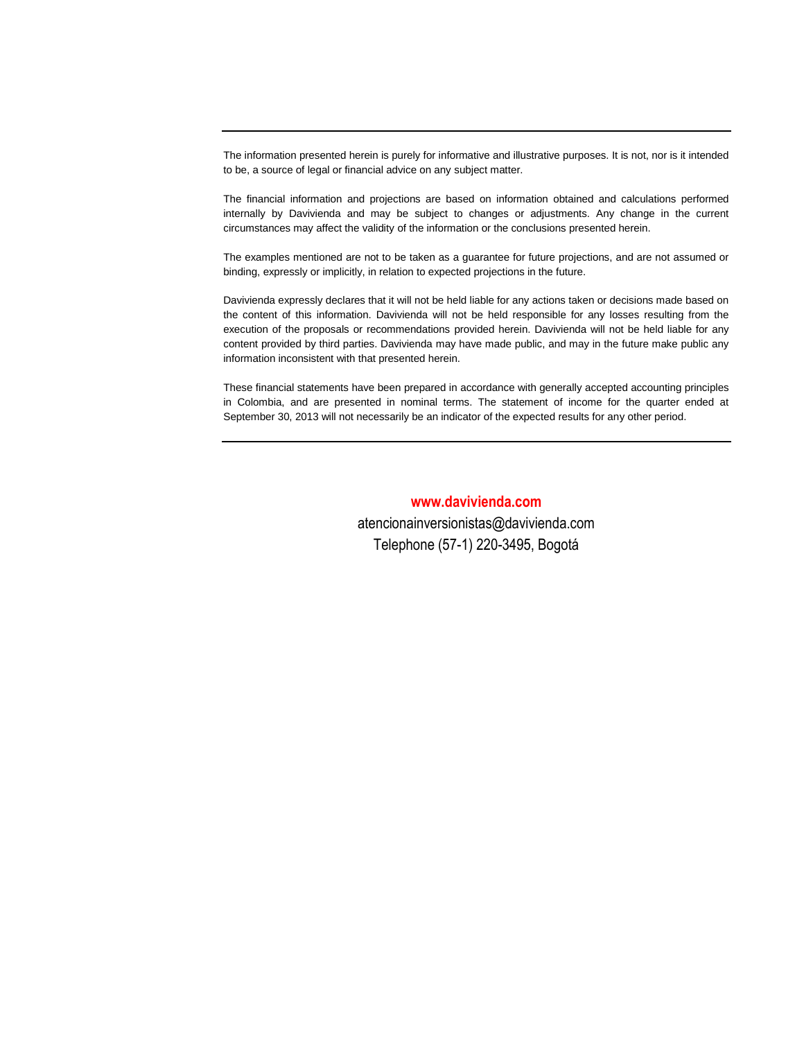---

The information presented herein is purely for informative and illustrative purposes. It is not, nor is it intended to be, a source of legal or financial advice on any subject matter.

The financial information and projections are based on information obtained and calculations performed internally by Davivienda and may be subject to changes or adjustments. Any change in the current circumstances may affect the validity of the information or the conclusions presented herein.

The examples mentioned are not to be taken as a guarantee for future projections, and are not assumed or binding, expressly or implicitly, in relation to expected projections in the future.

Davivienda expressly declares that it will not be held liable for any actions taken or decisions made based on the content of this information. Davivienda will not be held responsible for any losses resulting from the execution of the proposals or recommendations provided herein. Davivienda will not be held liable for any content provided by third parties. Davivienda may have made public, and may in the future make public any information inconsistent with that presented herein.

These financial statements have been prepared in accordance with generally accepted accounting principles in Colombia, and are presented in nominal terms. The statement of income for the quarter ended at September 30, 2013 will not necessarily be an indicator of the expected results for any other period.

---

**www.davivienda.com**

atencionainversionistas@davivienda.com

Telephone (57-1) 220-3495, Bogotá